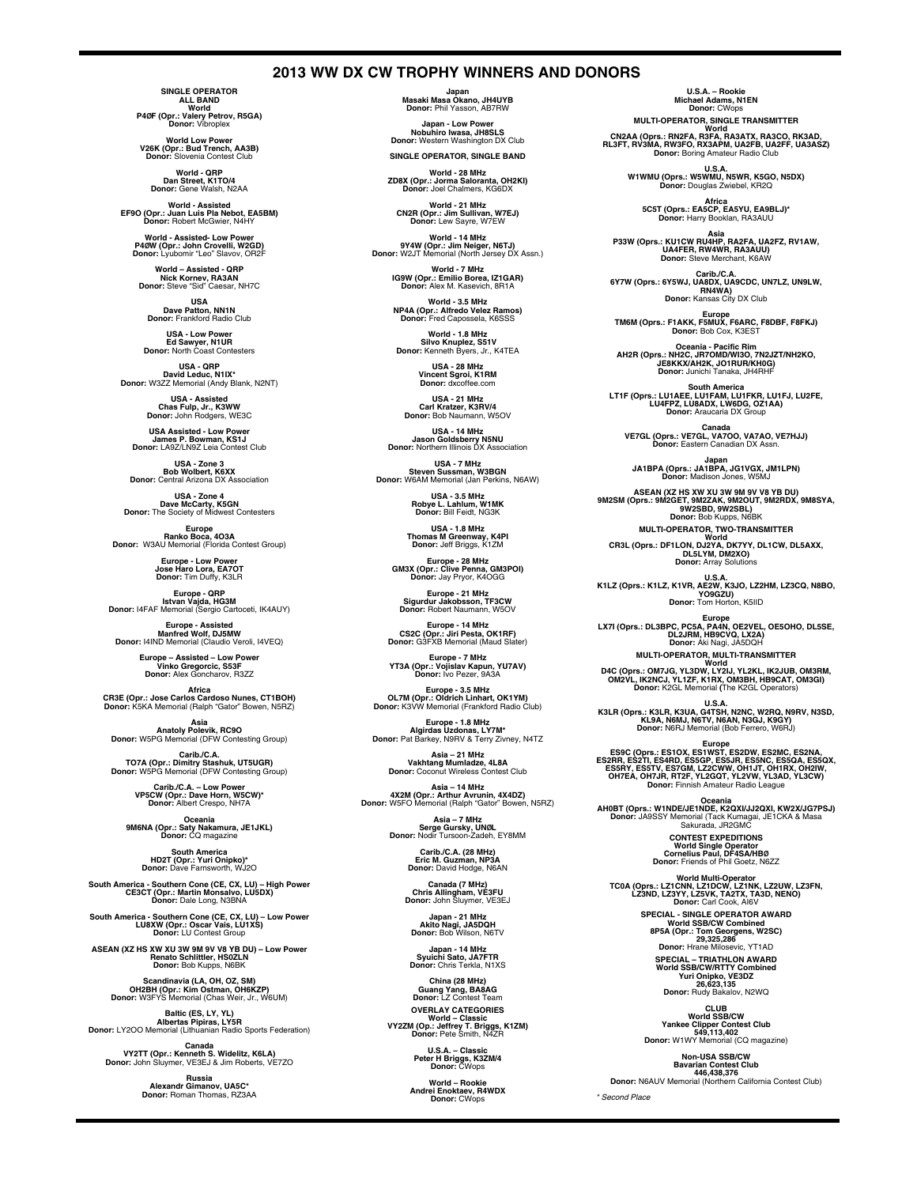# 2013 WW DX CW TROPHY WINNERS AND DONORS

**SINGLE OPERATOR**
**ALL BAND**
**World**
**P4ØF (Opr.: Valery Petrov, R5GA)**
**Donor:** Vibroplex

**World Low Power**
**V26K (Opr.: Bud Trench, AA3B)**
**Donor:** Slovenia Contest Club

**World - QRP**
**Dan Street, K1TO/4**
**Donor:** Gene Walsh, N2AA

**World - Assisted**
**EF9O (Opr.: Juan Luis Pla Nebot, EA5BM)**
**Donor:** Robert McGwier, N4HY

**World - Assisted- Low Power**
**P4ØW (Opr.: John Crovelli, W2GD)**
**Donor:** Lyubomir "Leo" Slavov, OR2F

**World – Assisted - QRP**
**Nick Kornev, RA3AN**
**Donor:** Steve "Sid" Caesar, NH7C

**USA**
**Dave Patton, NN1N**
**Donor:** Frankford Radio Club

**USA - Low Power**
**Ed Sawyer, N1UR**
**Donor:** North Coast Contesters

**USA - QRP**
**David Leduc, N1IX***
**Donor:** W3ZZ Memorial (Andy Blank, N2NT)

**USA - Assisted**
**Chas Fulp, Jr., K3WW**
**Donor:** John Rodgers, WE3C

**USA Assisted - Low Power**
**James P. Bowman, KS1J**
**Donor:** LA9Z/LN9Z Leia Contest Club

**USA - Zone 3**
**Bob Wolbert, K6XX**
**Donor:** Central Arizona DX Association

**USA - Zone 4**
**Dave McCarty, K5GN**
**Donor:** The Society of Midwest Contesters

**Europe**
**Ranko Boca, 4O3A**
**Donor:** W3AU Memorial (Florida Contest Group)

**Europe - Low Power**
**Jose Haro Lora, EA7OT**
**Donor:** Tim Duffy, K3LR

**Europe - QRP**
**Istvan Vajda, HG3M**
**Donor:** I4FAF Memorial (Sergio Cartoceti, IK4AUY)

**Europe - Assisted**
**Manfred Wolf, DJ5MW**
**Donor:** I4IND Memorial (Claudio Veroli, I4VEQ)

**Europe – Assisted – Low Power**
**Vinko Gregorcic, S53F**
**Donor:** Alex Goncharov, R3ZZ

**Africa**
**CR3E (Opr.: Jose Carlos Cardoso Nunes, CT1BOH)**
**Donor:** K5KA Memorial (Ralph "Gator" Bowen, N5RZ)

**Asia**
**Anatoly Polevik, RC9O**
**Donor:** W5PG Memorial (DFW Contesting Group)

**Carib./C.A.**
**TO7A (Opr.: Dimitry Stashuk, UT5UGR)**
**Donor:** W5PG Memorial (DFW Contesting Group)

**Carib./C.A. – Low Power**
**VP5CW (Opr.: Dave Horn, W5CW)***
**Donor:** Albert Crespo, NH7A

**Oceania**
**9M6NA (Opr.: Saty Nakamura, JE1JKL)**
**Donor:** CQ magazine

**South America**
**HD2T (Opr.: Yuri Onipko)***
**Donor:** Dave Farnsworth, WJ2O

**South America - Southern Cone (CE, CX, LU) – High Power**
**CE3CT (Opr.: Martin Monsalvo, LU5DX)**
**Donor:** Dale Long, N3BNA

**South America - Southern Cone (CE, CX, LU) – Low Power**
**LU8XW (Opr.: Oscar Vais, LU1XS)**
**Donor:** LU Contest Group

**ASEAN (XZ HS XW XU 3W 9M 9V V8 YB DU) – Low Power**
**Renato Schlittler, HS0ZLN**
**Donor:** Bob Kupps, N6BK

**Scandinavia (LA, OH, OZ, SM)**
**OH2BH (Opr.: Kim Ostman, OH6KZP)**
**Donor:** W3FYS Memorial (Chas Weir, Jr., W6UM)

**Baltic (ES, LY, YL)**
**Albertas Pipiras, LY5R**
**Donor:** LY2OO Memorial (Lithuanian Radio Sports Federation)

**Canada**
**VY2TT (Opr.: Kenneth S. Widelitz, K6LA)**
**Donor:** John Sluymer, VE3EJ & Jim Roberts, VE7ZO

**Russia**
**Alexandr Gimanov, UA5C***
**Donor:** Roman Thomas, RZ3AA

**Japan**
**Masaki Masa Okano, JH4UYB**
**Donor:** Phil Yasson, AB7RW

**Japan - Low Power**
**Nobuhiro Iwasa, JH8SLS**
**Donor:** Western Washington DX Club

**SINGLE OPERATOR, SINGLE BAND**

**World - 28 MHz**
**ZD8X (Opr.: Jorma Saloranta, OH2KI)**
**Donor:** Joel Chalmers, KG6DX

**World - 21 MHz**
**CN2R (Opr.: Jim Sullivan, W7EJ)**
**Donor:** Lew Sayre, W7EW

**World - 14 MHz**
**9Y4W (Opr.: Jim Neiger, N6TJ)**
**Donor:** W2JT Memorial (North Jersey DX Assn.)

**World - 7 MHz**
**IG9W (Opr.: Emilio Borea, IZ1GAR)**
**Donor:** Alex M. Kasevich, 8R1A

**World - 3.5 MHz**
**NP4A (Opr.: Alfredo Velez Ramos)**
**Donor:** Fred Capossela, K6SSS

**World - 1.8 MHz**
**Silvo Knuplez, S51V**
**Donor:** Kenneth Byers, Jr., K4TEA

**USA - 28 MHz**
**Vincent Sgroi, K1RM**
**Donor:** dxcoffee.com

**USA - 21 MHz**
**Carl Kratzer, K3RV/4**
**Donor:** Bob Naumann, W5OV

**USA - 14 MHz**
**Jason Goldsberry N5NU**
**Donor:** Northern Illinois DX Association

**USA - 7 MHz**
**Steven Sussman, W3BGN**
**Donor:** W6AM Memorial (Jan Perkins, N6AW)

**USA - 3.5 MHz**
**Robye L. Lahlum, W1MK**
**Donor:** Bill Feidt, NG3K

**USA - 1.8 MHz**
**Thomas M Greenway, K4PI**
**Donor:** Jeff Briggs, K1ZM

**Europe - 28 MHz**
**GM3X (Opr.: Clive Penna, GM3POI)**
**Donor:** Jay Pryor, K4OGG

**Europe - 21 MHz**
**Sigurdur Jakobsson, TF3CW**
**Donor:** Robert Naumann, W5OV

**Europe - 14 MHz**
**CS2C (Opr.: Jiri Pesta, OK1RF)**
**Donor:** G3FXB Memorial (Maud Slater)

**Europe - 7 MHz**
**YT3A (Opr.: Vojislav Kapun, YU7AV)**
**Donor:** Ivo Pezer, 9A3A

**Europe - 3.5 MHz**
**OL7M (Opr.: Oldrich Linhart, OK1YM)**
**Donor:** K3WW Memorial (Frankford Radio Club)

**Europe - 1.8 MHz**
**Algirdas Uzdonas, LY7M***
**Donor:** Pat Barkey, N9RV & Terry Zivney, N4TZ

**Asia – 21 MHz**
**Vakhtang Mumladze, 4L8A**
**Donor:** Coconut Wireless Contest Club

**Asia – 14 MHz**
**4X2M (Opr.: Arthur Avrunin, 4X4DZ)**
**Donor:** W5FO Memorial (Ralph "Gator" Bowen, N5RZ)

**Asia – 7 MHz**
**Serge Gursky, UNØL**
**Donor:** Nodir Tursoon-Zadeh, EY8MM

**Carib./C.A. (28 MHz)**
**Eric M. Guzman, NP3A**
**Donor:** David Hodge, N6AN

**Canada (7 MHz)**
**Chris Allingham, VE3FU**
**Donor:** John Sluymer, VE3EJ

**Japan - 21 MHz**
**Akito Nagi, JA5DQH**
**Donor:** Bob Wilson, N6TV

**Japan - 14 MHz**
**Syuichi Sato, JA7FTR**
**Donor:** Chris Terkla, N1XS

**China (28 MHz)**
**Guang Yang, BA8AG**
**Donor:** LZ Contest Team

**OVERLAY CATEGORIES**
**World – Classic**
**VY2ZM (Op.: Jeffrey T. Briggs, K1ZM)**
**Donor:** Pete Smith, N4ZR

**U.S.A. – Classic**
**Peter H Briggs, K3ZM/4**
**Donor:** CWops

**World – Rookie**
**Andrei Enoktaev, R4WDX**
**Donor:** CWops

**U.S.A. – Rookie**
**Michael Adams, N1EN**
**Donor:** CWops

**MULTI-OPERATOR, SINGLE TRANSMITTER**
**World**
**CN2AA (Oprs.: RN2FA, R3FA, RA3ATX, RA3CO, RK3AD, RL3FT, RV3MA, RW3FO, RX3APM, UA2FB, UA2FF, UA3ASZ)**
**Donor:** Boring Amateur Radio Club

**U.S.A.**
**W1WMU (Oprs.: W5WMU, N5WR, K5GO, N5DX)**
**Donor:** Douglas Zwiebel, KR2Q

**Africa**
**5C5T (Oprs.: EA5CP, EA5YU, EA9BLJ)***
**Donor:** Harry Booklan, RA3AUU

**Asia**
**P33W (Oprs.: KU1CW RU4HP, RA2FA, UA2FZ, RV1AW, UA4FER, RW4WR, RA3AUU)**
**Donor:** Steve Merchant, K6AW

**Carib./C.A.**
**6Y7W (Oprs.: 6Y5WJ, UA8DX, UA9CDC, UN7LZ, UN9LW, RN4WA)**
**Donor:** Kansas City DX Club

**Europe**
**TM6M (Oprs.: F1AKK, F5MUX, F6ARC, F8DBF, F8FKJ)**
**Donor:** Bob Cox, K3EST

**Oceania - Pacific Rim**
**AH2R (Oprs.: NH2C, JR7OMD/WI3O, 7N2JZT/NH2KO, JE8KKX/AH2K, JO1RUR/KH0G)**
**Donor:** Junichi Tanaka, JH4RHF

**South America**
**LT1F (Oprs.: LU1AEE, LU1FAM, LU1FKR, LU1FJ, LU2FE, LU4FPZ, LU8ADX, LW6DG, OZ1AA)**
**Donor:** Araucaria DX Group

**Canada**
**VE7GL (Oprs.: VE7GL, VA7OO, VA7AO, VE7HJJ)**
**Donor:** Eastern Canadian DX Assn.

**Japan**
**JA1BPA (Oprs.: JA1BPA, JG1VGX, JM1LPN)**
**Donor:** Madison Jones, W5MJ

**ASEAN (XZ HS XW XU 3W 9M 9V V8 YB DU)**
**9M2SM (Oprs.: 9M2GET, 9M2ZAK, 9M2OUT, 9M2RDX, 9M8SYA, 9W2SBD, 9W2SBL)**
**Donor:** Bob Kupps, N6BK

**MULTI-OPERATOR, TWO-TRANSMITTER**
**World**
**CR3L (Oprs.: DF1LON, DJ2YA, DK7YY, DL1CW, DL5AXX, DL5LYM, DM2XO)**
**Donor:** Array Solutions

**U.S.A.**
**K1LZ (Oprs.: K1LZ, K1VR, AE2W, K3JO, LZ2HM, LZ3CQ, N8BO, YO9GZU)**
**Donor:** Tom Horton, K5IID

**Europe**
**LX7I (Oprs.: DL3BPC, PC5A, PA4N, OE2VEL, OE5OHO, DL5SE, DL2JRM, HB9CVQ, LX2A)**
**Donor:** Aki Nagi, JA5DQH

**MULTI-OPERATOR, MULTI-TRANSMITTER**
**World**
**D4C (Oprs.: OM7JG, YL3DW, LY2IJ, YL2KL, IK2JUB, OM3RM, OM2VL, IK2NCJ, YL1ZF, K1RX, OM3BH, HB9CAT, OM3GI)**
**Donor:** K2GL Memorial (The K2GL Operators)

**U.S.A.**
**K3LR (Oprs.: K3LR, K3UA, G4TSH, N2NC, W2RQ, N9RV, N3SD, KL9A, N6MJ, N6TV, N6AN, N3GJ, K9GY)**
**Donor:** N6RJ Memorial (Bob Ferrero, W6RJ)

**Europe**
**ES9C (Oprs.: ES1OX, ES1WST, ES2DW, ES2MC, ES2NA, ES2RR, ES2TI, ES4RD, ES5GP, ES5JR, ES5NC, ES5QA, ES5QX, ES5RY, ES5TV, ES7GM, LZ2CWW, OH1JT, OH1RX, OH2IW, OH7EA, OH7JR, RT2F, YL2GQT, YL2VW, YL3AD, YL3CW)**
**Donor:** Finnish Amateur Radio League

**Oceania**
**AH0BT (Oprs.: W1NDE/JE1NDE, K2QXI/JJ2QXI, KW2X/JG7PSJ)**
**Donor:** JA9SSY Memorial (Tack Kumagai, JE1CKA & Masa Sakurada, JR2GMC

**CONTEST EXPEDITIONS**
**World Single Operator**
**Cornelius Paul, DF4SA/HBØ**
**Donor:** Friends of Phil Goetz, N6ZZ

**World Multi-Operator**
**TC0A (Oprs.: LZ1CNN, LZ1DCW, LZ1NK, LZ2UW, LZ3FN, LZ3ND, LZ3YY, LZ5VK, TA2TX, TA3D, NENO)**
**Donor:** Carl Cook, AI6V

**SPECIAL - SINGLE OPERATOR AWARD**
**World SSB/CW Combined**
**8P5A (Opr.: Tom Georgens, W2SC)**
**29,325,286**
**Donor:** Hrane Milosevic, YT1AD

**SPECIAL – TRIATHLON AWARD**
**World SSB/CW/RTTY Combined**
**Yuri Onipko, VE3DZ**
**26,623,135**
**Donor:** Rudy Bakalov, N2WQ

**CLUB**
**World SSB/CW**
**Yankee Clipper Contest Club**
**549,113,402**
**Donor:** W1WY Memorial (CQ magazine)

**Non-USA SSB/CW**
**Bavarian Contest Club**
**446,438,376**
**Donor:** N6AUV Memorial (Northern California Contest Club)

*\* Second Place*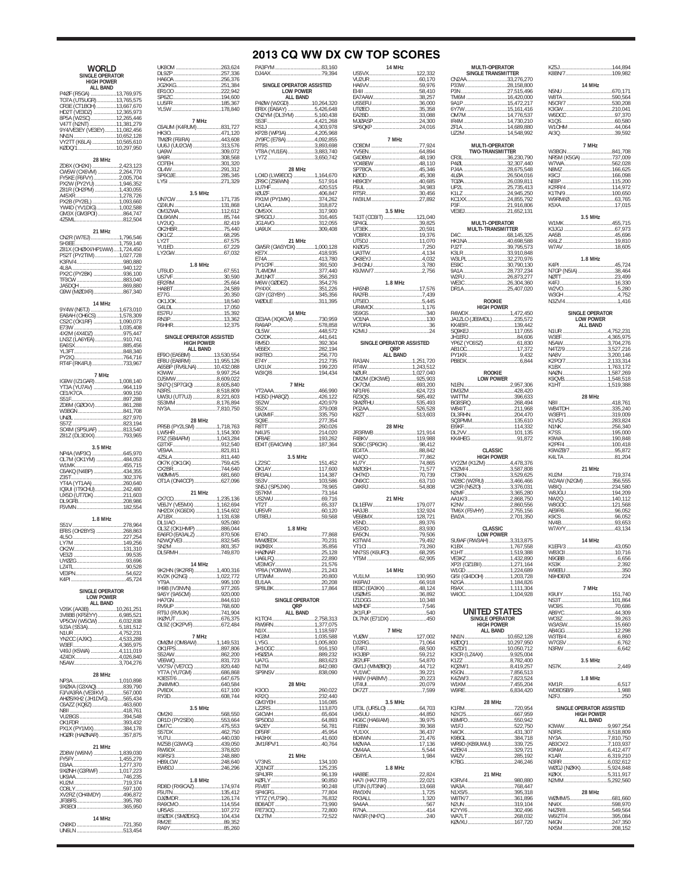# 2013 CQ WW DX CW TOP SCORES

## WORLD

### SINGLE OPERATOR HIGH POWER

**ALL BAND**

P4ØF (R5GA) ....................13,769,975
TO7A (UT5UGR)................13,765,575
CR3E (CT1BOH) ................13,667,670
HD2T (VE3DZ) ..................12,365,973
8P5A (W2SC)....................12,265,446
V47T (N2NT) ....................11,381,279
9Y4/VE3EY (VE3EY) .........11,082,456
NN1N ...............................10,652,128
VY2TT (K6LA)...................10,565,610
KØDQ/1.............................10,297,950

**28 MHz**

ZD8X (OH2KI) ....................2,423,123
CW5W (CX6VM) ................2,264,770
FY5KE (F6FVY)..................2,005,704
PX2W (PY2YU)...................1,946,352
ZB1R (OH2PM)...................1,430,055
A45XR...............................1,278,726
PX2B (PY2EL)....................1,093,660
YW4D (YV1DIG).................1,002,588
GM3X (GM3POI) ...................864,747
4Z5ML...................................812,504

**21 MHz**

CN2R (W7EJ) .....................1,796,546
5H3EE ...............................1,759,140
ZB1X (OH2BX/HP1WW) .....1,724,450
PS2T (PY2TIM) ..................1,027,728
K3RV/4.................................980,880
4L8A.....................................940,122
PX2C (PY2BK).......................936,100
TF3CW.................................883,040
JA5DQH ...............................869,880
G9W (MØDXR) ......................867,340

**14 MHz**

9Y4W (N6TJ) ......................1,673,010
EA8AH (OH6CS) .................1,578,309
CS2C (OK1RF) ...................1,090,073
E73W ..................................1,035,408
4X2M (4X4DZ)........................975,447
LN8Z (LA6YEA)......................910,741
EA6SX...................................885,456
YL3FT....................................848,340
PY2IQ....................................764,716
RT4F (RK4FU)........................733,967

**7 MHz**

IG9W (IZ1GAR) ....................1,008,140
YT3A (YU7AV) .........................964,119
CE1/K7CA................................909,150
S51F.......................................897,288
ZD8M (GØCKV)........................861,288
W3BGN...................................841,708
UNØL......................................827,970
S57Z.......................................823,194
SO4M (SP5UAF)......................813,540
Z81Z (DL3DXX).......................793,965

**3.5 MHz**

NP4A (WP3C)..........................645,970
OL7M (OK1YM) .......................484,053
W1MK.....................................455,715
C6AKQ (N4BP).........................434,355
Z35T.......................................302,376
YT4A (YT1AA) ..........................260,640
IQ9UI (IT9CHU)........................242,480
UX5D (UT7DK).........................211,603
DL9GFB..................................208,986
F5VMN....................................182,554

**1.8 MHz**

S51V.......................................278,964
ER8S (OH2BYS) ......................268,863
4L5O.......................................227,254
LY7M......................................149,256
OK2W.....................................131,310
VE3ZI.......................................99,535
UYØZG....................................93,696
LZ4TL.......................................90,528
VE3PN.....................................54,622
K4PI.........................................45,724

### SINGLE OPERATOR LOW POWER

**ALL BAND**

V26K (AA3B) .........................10,261,251
3V8BB (KF5EYY).....................6,985,521
VP5CW (W5CW)......................6,032,838
9J3A (S53A).............................5,181,512
N1UR.......................................4,752,231
YN2CC (AJ9C)..........................4,533,288
W3EF.......................................4,365,975
V49J (K5WA)............................4,111,019
4Z4DX......................................4,026,840
N5AW.......................................3,704,276

**28 MHz**

NP3A.......................................1,010,898
9X0XA (G3XAQ).........................839,790
FJ/VA3RA (VE3IKV)....................567,000
AH0S/KH2 (JH1DVG)..................565,434
C6AZZ (KQ8Z)............................463,600
N8II..........................................418,761
VU2BGS...................................394,548
OK1FDR...................................393,432
PX1X (PY1MX)..........................384,178
HG0R (HAØNAR).......................357,875

**21 MHz**

ZD8W (W6NV)..........................1,839,030
FY5FY......................................1,455,279
D3AA.......................................1,277,370
9XØNH (G3RWF)......................1,017,223
UK9AA.......................................746,235
KU2M........................................719,374
CO8LY.......................................597,100
XV2RZ (OH4MDY) .......................496,872
JR3BFS......................................395,780
JR3EOI.......................................365,950

**14 MHz**

CN8KD.......................................721,350
UN6LN.......................................513,454
UK8OM......................................263,624
DL9ZP.......................................257,336
HA6OA......................................256,376
JG2KKG.....................................251,384
ER1OO......................................222,942
SP6ZC.......................................194,600
LU5FR.......................................185,367
YL5W........................................178,840

**7 MHz**

C6AUM (K4RUM).........................831,727
HK3O.........................................471,120
TM2R (F6IRA).............................443,608
UU6J (UU2CW)...........................313,576
UA9W........................................309,072
9A9R..........................................308,568
CO7EH.......................................301,320
OL4W.........................................291,312
SP6OJE......................................285,345
LY5I...........................................271,329

**3.5 MHz**

UN7CW.......................................171,735
OZ4UN........................................131,868
OM3ZWA.....................................112,612
DL6KWN.......................................85,744
UY2UQ..........................................82,419
OK2HBR........................................75,440
OK1CZ...........................................68,295
LY2T..............................................67,575
YU1ED...........................................67,229
LY2GW...........................................67,032

**1.8 MHz**

UT6UD............................................67,551
US7VF............................................30,590
ER2RM...........................................25,664
HA8BT............................................24,589
E77G...............................................20,350
OK1JOK...........................................18,540
G4LDL..............................................17,050
ES7FU..............................................15,392
RN3P................................................13,362
F6HHR..............................................12,375

### SINGLE OPERATOR ASSISTED HIGH POWER

**ALL BAND**

EF9O (EA5BM)..................13,530,554
ER8U (EA8RM).................11,955,126
AA5BP (RV6LNA) .............10,432,088
K3WW................................9,997,254
DJ5MW...............................8,609,022
SN7Q (SP7GIQ).................8,605,840
N3RS..................................8,518,809
UW3U (UT7UJ)...................8,221,603
S53MM...............................8,176,894
NY3A...................................7,810,750

**28 MHz**

PR5B (PY2LSM)....................1,718,763
LW5HR..................................1,154,300
P3Z (5B4AFM)......................1,043,284
G3TXF.....................................912,540
VE9AA.....................................821,811
4Z5LA......................................811,440
OK7K (OK1GK)..........................759,425
CX2BR.....................................744,640
WØMM/5..................................681,660
OT1A (ON4OCP)........................627,096

**21 MHz**

CX7CO.....................................1,235,136
VE6JY (VE5MX).........................1,162,694
NH2DX (KG6DX).........................1,154,602
A71BX......................................1,131,638
DL1IAO.......................................925,080
OL3Z (OK1HMP).........................886,044
EA6FO (EA3ALZ)........................870,506
N2WQ/VE3..................................832,545
SN2M..........................................801,357
DL5RMH......................................749,870

**14 MHz**

9K2HN (9K2RR).........................1,400,316
KV2K (K2NG)............................1,022,772
YT9A............................................995,100
IH9B (IV3NVN)...........................977,265
9A5Y (9A5CM)............................920,000
HA7GN.........................................844,610
RV9UP..........................................768,600
RT9J (RV9JK)..............................741,904
IKØYUT........................................676,375
OL9Z (OK2PVF)............................672,484

**7 MHz**

OM2M (OM8AW)............................1,149,531
OK1FPS..........................................897,806
S52AW............................................862,200
VE6WQ...........................................831,723
VX75V (VE7CC).................................820,440
YT7A (YU7GM)...................................686,868
K3EST/6..........................................647,675
JM4MMO.........................................640,584
PV8DX.............................................617,100
RY3D...............................................608,744

**3.5 MHz**

OM2KI...........................................568,550
DR1D (PY2SEX)...............................553,664
OM7C..............................................475,553
S57DX.............................................462,750
YU7U...............................................440,030
MZ5B (G3WVG).................................439,050
RW9DX............................................378,820
K9RS/3............................................248,880
HB9LOW..........................................248,640
EW8DJ.............................................246,296

**1.8 MHz**

RD8D (RX9CAZ).................................174,974
F5UTN................................................135,412
DJØMDR............................................126,174
RA9CMO............................................114,554
UR5AS................................................107,272
8S0DX (SMØDSG)...............................104,434
RM2E....................................................89,352
RA9Y.....................................................85,260
PA3PYM..................................................83,160
DJ4AX.....................................................79,394

### SINGLE OPERATOR ASSISTED LOW POWER

**ALL BAND**

P4ØW (W2GD).....................10,264,320
EF8X (EA8AY).........................5,426,648
CN2YM (DL3YM)......................5,160,438
S53F.........................................4,421,268
KS1J.........................................4,303,978
KP2B (WP3A)...........................4,205,968
JY9FC (E78A)...........................4,092,855
RT9S.........................................3,893,698
YT8A (YU1EA)..........................3,883,740
LY7Z..........................................3,650,742

**28 MHz**

LO4D (LW9EOC)......................1,164,670
ZR9C (ZS6WN)..........................517,914
LU7HF.........................................420,515
IØUZF..........................................406,847
PX1M (PY1MK)............................374,262
UX1AA.........................................318,872
OM5XX........................................317,900
SP6OJU.......................................316,465
JG1AVO.......................................312,055
UA9UX.........................................309,408

**21 MHz**

GW5R (GW3YDX)......................1,000,128
KE7X.............................................418,935
E74A..............................................413,780
PY1CPF.........................................391,500
7L4MDM........................................377,440
JM1NKT.........................................356,293
M6W (GØDEZ)................................354,276
PY4XX...........................................351,226
G3Y (G3YBY)..................................345,356
WØDLE...........................................311,395

**14 MHz**

OE3AA (XQ4CW)..............................730,959
RA9AP...............................................578,858
OL5W................................................448,572
CX2DK...............................................441,641
RM5D.................................................392,304
VE6EX.................................................282,194
IK8TEO................................................256,770
E74Y...................................................212,735
UX1UX................................................199,220
W3IQ/8................................................194,434

**7 MHz**

YT2AAA..............................................466,990
HG5D (HA8QZ)....................................426,122
S52W.................................................420,979
S52X..................................................379,008
UA3MIF...............................................335,750
SQ9E...................................................277,354
R8TT....................................................260,026
N4IJ/5.................................................214,020
F4BAY.................................................193,262
ED4T (EA4OWN).................................187,364

**3.5 MHz**

LZ2SC....................................................151,452
OK1AY....................................................117,600
ER3AU....................................................114,387
S53V.......................................................103,586
SN5J (SP5JXK)..........................................78,965
S57KM.......................................................73,164
US2WU......................................................69,716
YT2T..........................................................65,337
UR5VR.......................................................60,120
UT8EU........................................................59,568

**1.8 MHz**

E74O...........................................................77,868
MWØEDX.....................................................70,231
IKØXBX.........................................................35,856
HAØNAR.......................................................25,128
UA6LFQ.........................................................22,890
VE3MGY........................................................21,576
YP8A (YO8WW)...............................................21,243
UT3WM..........................................................20,800
EU1AA...........................................................20,208
SP8LBK..........................................................17,864

### SINGLE OPERATOR QRP

**ALL BAND**

K1TO/4.....................................2,758,313
RW9RN.....................................1,377,075
N1IX...........................................1,118,597
HG3M........................................1,035,588
LY5G..........................................1,005,800
JH1OGC.........................................916,150
HSØZIA.........................................889,232
UA7G.............................................883,623
N1TM.............................................842,080
SP9NSV.........................................838,090

**28 MHz**

K3OO.............................................260,022
KR2Q.............................................232,440
GM3YEH.........................................116,085
LZ2RS.............................................113,870
G4OWH............................................65,604
SP5DDJ.............................................64,893
9A2EY................................................56,781
DF5RF................................................45,954
HA3HX................................................41,600
JM1RPV/1...........................................40,764

**21 MHz**

V73NS...............................................134,100
JQ1NGT..............................................125,235
SP4JFR................................................96,139
KØFLY..................................................90,850
F5VBT..................................................90,248
SP4GFG................................................77,804
YT7Z (YU7SK)........................................76,832
BD8ADT................................................73,990
RF73CQ.................................................72,800
DL2TM...................................................72,522

**14 MHz**

US5VX..........................................122,332
VU2UR............................................60,170
HA6VV.............................................59,976
EI4II.................................................58,410
EA7AAW...........................................38,257
US5EFU.............................................36,000
UTØEO...............................................35,358
EA2BD................................................33,088
MJØASP...............................................24,300
SP6QKP...............................................24,016

**7 MHz**

CO8DM...........................................77,924
YV5EN..............................................64,894
G4DBW.............................................48,190
YO4BEW...........................................48,110
SP7BCA.............................................45,346
KØOD................................................45,308
HB9CEY.............................................40,685
F5UL.................................................34,983
RT5R..................................................30,456
IW3ILM...............................................27,892

**3.5 MHz**

T43T (CO8IT)...................................121,040
SP4GL................................................39,825
UT3EK................................................20,591
YO8RIX...............................................19,376
UT5DJ.................................................11,070
KIØG/5.................................................7,250
UA3TW..................................................4,134
OK8EVJ.................................................4,032
JH1GNU.................................................3,780
K9JWV/7................................................2,756

**1.8 MHz**

HA5NB................................................17,576
RA2FB...................................................7,439
UT5EO...................................................5,445
UR4MCK...............................................1,176
S59GS.......................................................340
VO1NA......................................................130
W7DRA........................................................36
K2MIJ..........................................................24

### SINGLE OPERATOR ASSISTED QRP

**ALL BAND**

RA3AN........................................1,251,720
RT4W..........................................1,243,512
NØUR..........................................1,027,040
DM2M (DK3WE)..............................925,903
OK7CM..........................................693,200
NF1R/6..........................................624,723
RZ3QS...........................................585,492
SMØTHU........................................535,493
PG2AA............................................526,528
K8ZT..............................................513,603

**28 MHz**

JR3RWB......................................121,914
F4BKV..........................................119,988
SO6C (SP6CIK)................................98,412
EC4TA..............................................88,842
W4QO.............................................77,862
KU7Y...............................................74,865
MØOSH...........................................71,577
OH7KD.............................................70,739
ON9CC.............................................63,710
G4KRJ..............................................54,808

**21 MHz**

DL1EFW.......................................179,077
HA3JB...........................................132,924
VE6BMX........................................128,721
K5ND...............................................89,376
VE3XD..............................................83,930
EA5ON.............................................79,506
K3TW/4............................................79,492
YT1CI................................................73,260
NN7SS (K6UFO)..................................68,295
YT5M.................................................62,905

**14 MHz**

YU1LM............................................130,950
IK6FWJ..............................................66,918
EE3C (EA3KX).....................................48,124
USØMS..............................................36,892
IZ1DGG...............................................10,348
MØHDF................................................7,546
JK1FUP...................................................540
DL7NX (E71DX)........................................450

**7 MHz**

YUØW.............................................127,002
DJ2RG...............................................71,064
UT4FJ...............................................68,500
IK3JBP...............................................59,212
JE2UFF..............................................54,870
GM1J (MMØBQI)..................................44,712
YU1WC...............................................39,221
HA8V (HA8MV)....................................20,223
UT4UI.................................................20,079
DK7ZT...................................................7,599

**3.5 MHz**

UT3L (UR5LO).....................................64,703
UX5UU..............................................44,850
HG6C (HA6IAM)...................................39,975
F1EBN................................................39,368
YU1XX................................................36,437
BD4WN...............................................21,476
MØVAA...............................................17,136
OM4AA..................................................5,544
OE4YLA.................................................1,984

**1.8 MHz**

HA8BE..............................................22,824
HA7I (HA7JTR).....................................22,021
UT3N (UT3NK).......................................13,668
RW3XN....................................................1,725
RX3ALL....................................................1,320
9A4AA.........................................................567
R7NA..........................................................414
NW3R (NH7C)..............................................240

### MULTI-OPERATOR SINGLE TRANSMITTER

CN2AA..................................33,276,270
P33W.....................................28,158,800
P3N.......................................27,515,496
TM6M....................................16,420,000
9A1P.....................................15,472,217
6Y7W....................................15,161,416
OM7M...................................14,776,537
IR4M.....................................14,730,210
ZF1A.....................................14,689,880
UZ2M....................................14,548,992

### MULTI-OPERATOR TWO-TRANSMITTER

CR3L.....................................36,230,790
P4ØL.....................................32,307,440
PJ4A......................................28,675,548
4LØA......................................26,504,016
TOØA......................................26,039,811
UP2L......................................25,735,413
K1LZ.......................................24,945,250
KC1XX.....................................24,855,792
P3F........................................21,916,806
VE3EJ......................................21,652,131

### MULTI-OPERATOR MULTI-TRANSMITTER

D4C......................................68,145,325
HK1NA..................................40,698,588
PJ2T.....................................39,795,573
K3LR.....................................33,910,848
W3LPL...................................32,270,976
ES9C......................................30,790,130
9A1A......................................28,737,234
W2FU......................................26,873,277
WE3C......................................26,304,360
DR1A.......................................25,407,020

### ROOKIE HIGH POWER

R4WDX...................................1,472,450
JA1ZLO (JE8MDL)......................235,572
KK4EIR......................................139,442
SQ9KEJ......................................117,055
JH1ERJ........................................84,606
YP6Z (YO6SZ).................................61,830
AB1OC..........................................17,372
PY1KR.............................................9,432
PB8DX..............................................6,844

### ROOKIE LOW POWER

N1EN.......................................2,957,306
DM3ZM.......................................428,420
W4TTM.......................................396,633
BG8SRQ......................................268,494
PG2AA.........................................211,968
DL3RHN.......................................204,470
SQ8PMM......................................135,610
E9KF.............................................114,332
DL2VV...........................................101,135
KK4HEG...........................................91,872

### CLASSIC HIGH POWER

VY2ZM (K1ZM)........................4,478,376
K3ZM/4...................................3,587,808
CT3KN.....................................3,529,625
W2BC (W2RU)...........................3,466,466
VC2R (N5ZO).............................3,376,031
N2MF.......................................3,365,280
AA1K/3.....................................2,868,750
K2NV........................................2,860,556
TM6X (F5VHY)............................2,755,156
EW2A........................................2,701,350

### CLASSIC LOW POWER

SU9AF (RW3AH).......................3,313,875
K1BX.......................................1,767,558
K1HT.......................................1,519,388
VE3KZ......................................1,432,890
XP2I (OZ1BII)............................1,271,164
W1GD......................................1,224,689
GI5I (GI4DOH)...........................1,203,728
N2GA........................................1,184,826
R9AX........................................1,111,304
W4OC.......................................1,104,928

## UNITED STATES

### SINGLE OPERATOR HIGH POWER

**ALL BAND**

NN1N.....................................10,652,128
KØDQ/1...................................10,297,950
K5ZD/1...................................10,050,712
K3CR (LZ4AX)............................9,925,004
K1ZZ.......................................8,782,400
KQ2M/1....................................8,419,257
K5GN.......................................7,856,513
K4ZW/3....................................7,823,524
W1KM.......................................7,455,204
W9RE........................................6,834,420

**28 MHz**

K1RM......................................720,954
N2IC/5....................................667,959
K8MFO....................................550,942
W1FJ.......................................522,750
N4OX......................................431,307
K9BGL.....................................384,718
WR9D (KB9UWU)........................339,725
K2BK/4....................................329,721
W4ZV.......................................285,192
K7BG.......................................246,246

**21 MHz**

K3RV/4...................................980,880
WA3A......................................768,447
N1XS/5....................................395,318
W8TK/7....................................361,896
N2UN......................................319,104
K2YY/6....................................302,496
WA7LT......................................268,032
KØVXU.....................................167,720
KZ5J.........................................144,894
K8BN/7.....................................109,982

**14 MHz**

N5NU.......................................670,171
W8TA.......................................590,564
N5CR/7....................................530,208
K3GW.......................................210,041
W6DCC.......................................97,370
K1QS..........................................60,580
W1OHM......................................44,064
AI3Q...........................................39,592

**7 MHz**

W3BGN....................................841,708
NR5M (K5GA)............................737,009
W7WA.......................................562,028
N8MZ........................................166,625
K9CJ.........................................166,098
NE8P.........................................115,200
K2RR/4......................................114,972
K1TN/9......................................100,650
W9RM/Ø......................................63,765
K5XA..........................................17,015

**3.5 MHz**

W1MK......................................455,715
K3JGJ........................................67,973
AA5B..........................................45,696
KI6LZ..........................................19,810
W7AV..........................................18,605

**1.8 MHz**

K4PI..........................................45,724
N7GP (N5IA)...............................38,464
NØTT..........................................23,499
K4FJ...........................................16,330
W2VO............................................5,280
W3GH............................................4,752
N3ZV/4..........................................1,416

### SINGLE OPERATOR LOW POWER

**ALL BAND**

N1UR.....................................4,752,231
W3EF.....................................4,365,975
N5AW.....................................3,704,276
N4TZ/9...................................3,527,216
NA8V......................................3,200,146
K2PO/7....................................2,133,314
K1BX.......................................1,763,172
NAØN......................................1,587,269
K9QVB.....................................1,548,518
K1HT.......................................1,519,388

**28 MHz**

N8II.......................................418,761
WB4TDH..................................335,240
W3EP/1...................................319,009
K1VSJ.....................................283,824
N1NK......................................256,340
K7SS.......................................195,000
K9WA......................................190,848
K2PF/4....................................100,418
K9WZB/7...................................95,872
K4LTA.......................................81,204

**21 MHz**

KU2M.....................................719,374
W2AW (N2GM)...........................356,555
W8IQ.......................................234,580
W8JGU.....................................194,209
NW2Q......................................140,112
W8GOC.....................................121,568
AE9F/6.......................................96,052
K9CS..........................................96,052
NV4B..........................................93,653
W7AYY........................................43,134

**14 MHz**

K1EFI/3......................................43,050
WB3CII.......................................10,716
N9GBB..........................................6,656
KS3K.............................................2,392
W9EBJ.............................................350
N9HDE/Ø...........................................224

**7 MHz**

K9UIY......................................151,740
NS3T........................................101,864
WO9S.........................................70,686
AB9YC........................................44,309
WO3Z.........................................39,263
W3ASW.......................................15,660
AB4GG........................................12,298
W3TB/4.........................................6,860
W7GSV..........................................6,762
N3RW............................................6,642

**3.5 MHz**

NS7K..........................................2,449

**1.8 MHz**

KM1R..........................................6,517
WD8DSB/9....................................1,988
N2FJ..............................................250

### SINGLE OPERATOR ASSISTED HIGH POWER

**ALL BAND**

K3WW...................................9,997,254
N3RS.....................................8,518,809
NY3A.....................................7,810,750
AB3CX/2.................................7,103,937
K9NW.....................................6,412,477
K1AR......................................6,319,210
N3RR.......................................6,032,612
WØGJ (NØKK)...........................5,924,848
KØKX.......................................5,311,917
N2MM......................................5,292,560

**28 MHz**

WØMM/5..................................681,660
NN4X.......................................598,970
N4ZR/8.....................................549,564
W6IZT/4...................................395,084
N4GN.......................................247,350
NX5M.......................................208,152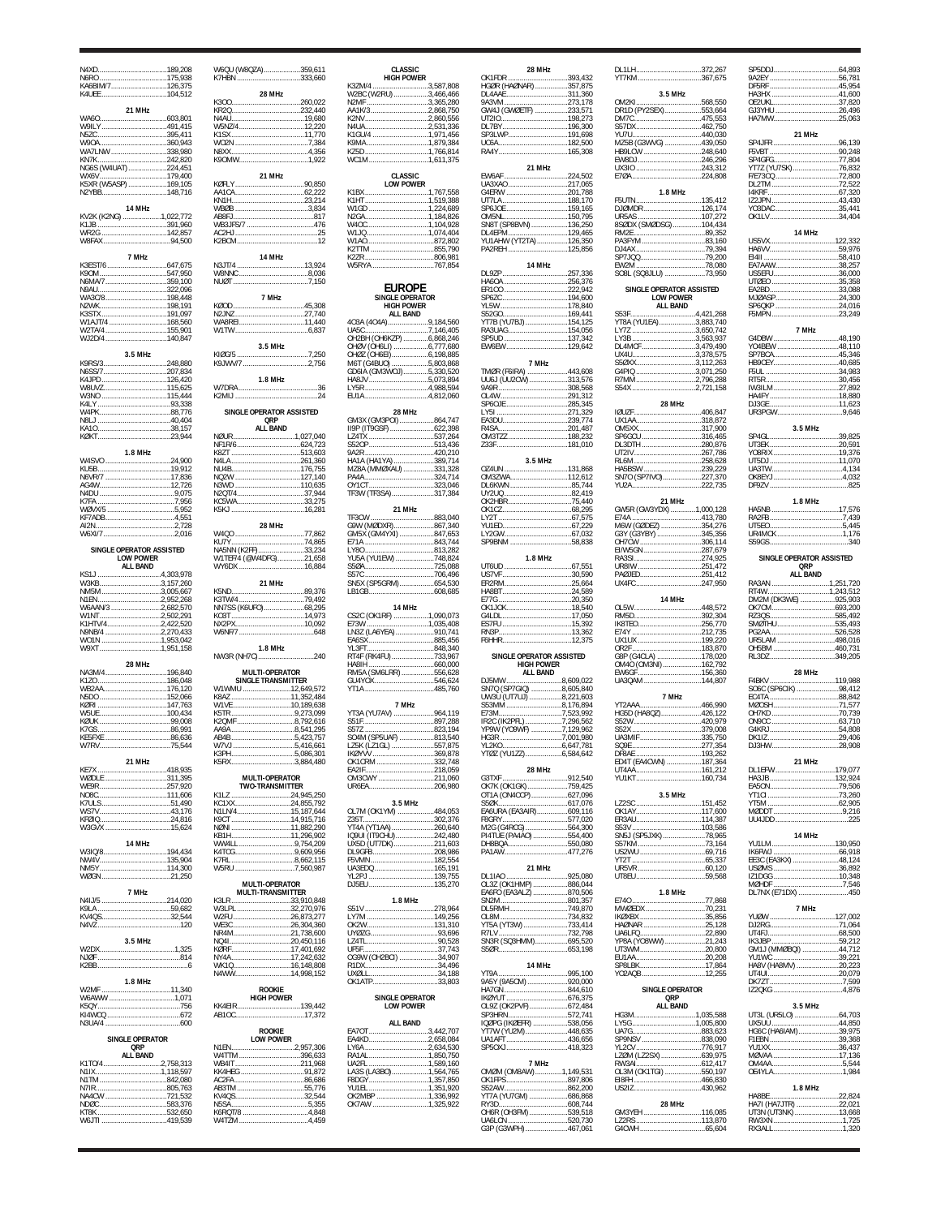N4XD....................189,208
N6RO....................175,938
KA6BIM/7................126,375
K4UEE...................104,512

**21 MHz**

WA6O....................603,801
W9ILY...................491,415
N5ZC....................395,411
W9OA....................360,943
WA7LNW..................338,980
KN7K....................242,820
NG6S (W4UAT)............224,451
WX6V....................179,400
K5XR (W5ASP)............169,105
N2YBB...................148,716

**14 MHz**

KV2K (K2NG)...........1,022,772
K1JB....................391,960
WR2G....................142,857
W8FAX....................94,500

**7 MHz**

K3EST/6.................647,675
K9OM....................547,950
N6MA/7..................359,100
N9AU....................322,096
WA3C/8..................198,448
NZ4K....................198,191
K3STX...................191,097
W1AJT/4.................168,560
W2TA/4..................155,901
WJ2D/4..................140,847

**3.5 MHz**

K9RS/3..................248,880
N6SS/7..................207,834
K4JPD...................126,420
W8UVZ...................115,625
W3NO....................115,444
K4LY.....................93,338
W4PK.....................88,776
N8LJ.....................40,404
KA1O.....................38,157
KØKT.....................23,944

**1.8 MHz**

W4SVO....................24,900
KU5B.....................19,912
N6VR/7...................17,836
AG4W.....................12,726
N4DU......................9,075
K7FA......................7,956
WØVX/5....................5,952
KF7ADB....................4,551
AI2N......................2,728
W6XI/7....................2,016

**SINGLE OPERATOR ASSISTED LOW POWER ALL BAND**

KS1J..................4,303,978
W3KB..................3,157,260
NM5M..................3,005,667
N1EN..................2,952,268
W6AAN/3...............2,682,570
W1NT..................2,502,291
K1HTV/4...............2,422,520
N9NB/4................2,270,433
WC1N..................1,953,042
W9XT..................1,951,158

**28 MHz**

NA3M/4..................196,840
K1ZO....................186,048
WB2AA...................176,120
N5DO....................152,066
KØRI....................147,763
W5UE....................100,434
KØUK.....................99,008
K7GS.....................86,991
KE5FXE...................86,636
W7RV.....................75,544

**21 MHz**

KE7X....................418,935
WØDLE...................311,395
WE9R....................257,920
NO8C....................111,606
K7ULS....................51,490
WS7V.....................43,176
KF8IQ....................24,816
W3GVX....................15,624

**14 MHz**

W3IQ/8..................194,434
NW4V....................135,904
NM5Y....................114,300
WØGN.....................21,250

**7 MHz**

N4IJ/5..................214,020
K9LA.....................59,682
KV4QS....................32,544
N4VZ.........................120

**3.5 MHz**

W2DX......................1,325
NJØF.........................814
K2BB...........................6

**1.8 MHz**

W2MF.....................11,340
W6AWW.....................1,071
K5QY.........................756
KI4WCQ......................672
N3UA/4......................600

**SINGLE OPERATOR QRP ALL BAND**

K1TO/4................2,758,313
N1IX..................1,118,597
N1TM....................842,080
N7IR....................805,763
NA4CW...................721,532
NDØC....................583,376
KT8K....................532,650
W6JTI...................419,539

W6QU (W8QZA)............359,611
K7HBN...................333,660

**28 MHz**

K3OO....................260,022
KR2Q....................232,440
N4AU.....................19,680
W5NZ/4...................12,220
K1SX.....................11,770
WC0N......................7,384
N8XX......................4,356
K9OMW.....................1,922

**21 MHz**

KØFLY....................90,850
AA1CA....................62,222
KN1H.....................23,214
WB2B......................3,834
AB8FJ........................817
WB3JFS/7.....................476
AC2HJ.........................25
K2BCM.........................12

**14 MHz**

N3JT/4...................13,924
W8NNC.....................8,036
NU8T......................7,150

**7 MHz**

KØDD.....................45,308
N2JNZ....................27,740
WA8REI...................11,440
W1TW......................6,837

**3.5 MHz**

KIØG/5....................7,250
K9JWV/7...................2,756

**1.8 MHz**

W7DRA.........................36
K2MIJ.........................24

**SINGLE OPERATOR ASSISTED QRP ALL BAND**

NØUR..................1,027,040
NF1R/6..................624,723
K8ZT....................513,603
N4LA....................261,360
NU4B....................176,755
NQ2W....................127,140
N3WD....................110,635
N2QT/4...................37,944
KC5WA....................33,275
K5KJ.....................16,281

**28 MHz**

W4QO.....................77,862
KU7Y.....................74,865
NA5NN (K2FF).............33,234
W1TEF/4 (@W4DFG).........21,658
WY6DX....................16,884

**21 MHz**

K5ND.....................89,376
K3TW/4...................79,492
NN7SS (K6UFO)............68,295
KC8T.....................14,973
NX2PX....................10,092
W6NF/7.......................648

**1.8 MHz**

NW3R (NH7C)..................240

**MULTI-OPERATOR SINGLE TRANSMITTER**

W1WMU................12,649,572
K8AZ.................11,352,484
W1VE.................10,189,638
K5TR..................9,273,099
K2QMF.................8,792,616
AA9A..................8,541,295
AB4B..................5,423,757
W7VJ..................5,416,661
K3PH..................5,086,301
K5RX..................3,884,480

**MULTI-OPERATOR TWO-TRANSMITTER**

K1LZ.................24,945,250
KC1XX................24,855,792
N1LN/4...............15,187,644
K9CT.................14,915,716
NØNI.................11,882,290
KB1H.................11,296,902
WW4LL.................9,754,209
K4TCG.................9,609,956
K7RL..................8,662,115
W5RU..................7,560,987

**MULTI-OPERATOR MULTI-TRANSMITTER**

K3LR.................33,910,848
W3LPL................32,270,976
W2FU.................26,873,277
WE3C.................26,304,360
NR4M.................21,738,600
NQ4I.................20,450,116
KØRF.................17,401,692
NY4A.................17,242,632
WK1Q.................16,148,808
N4WW.................14,998,152

**ROOKIE HIGH POWER**

KK4BIR..................139,442
AB1OC....................17,372

**ROOKIE LOW POWER**

N1EN..................2,957,306
W4TTM...................396,633
WB4IT...................211,968
KK4HEG...................91,872
AC2FA....................86,686
AB3TM....................55,776
KV4QS....................32,544
N5SA......................5,355
K6RQT/8...................4,848
W4TZM.....................4,459

**CLASSIC HIGH POWER**

K3ZM/4................3,587,808
W2BC (W2RU)...........3,466,466
N2MF..................3,365,280
AA1K/3................2,868,750
K2NV..................2,860,556
N4UA..................2,531,336
K1GU/4................1,971,456
K9MA..................1,879,384
KZ5D..................1,766,814
WC1M..................1,611,375

**CLASSIC LOW POWER**

K1BX..................1,767,558
K1HT..................1,519,388
W1GD..................1,224,689
N2GA..................1,184,826
W4OC..................1,104,928
W1JQ..................1,074,404
W1AO....................872,802
K2TTM...................855,790
K2ZR....................806,981
W5RYA...................767,854

# EUROPE

**SINGLE OPERATOR HIGH POWER ALL BAND**

4C8A (4O4A)...........9,184,560
UA5C..................7,146,405
OH2BH (OH6KZP)........6,868,246
OH0V (OH6LI)..........6,777,680
OHØZ (OH6EI)..........6,198,885
M6T (G4BUO)...........5,803,868
GD6IA (GM3WOJ)........5,330,520
HA8JV.................5,073,894
LY5R..................4,988,594
EU1A..................4,812,060

**28 MHz**

GM3X (GM3POI)...........864,747
II9P (IT9GSF)...........622,398
LZ4TX...................537,264
S52OP...................513,436
9A2R....................420,210
HA1A (HA1YA)............389,714
MZ8A (MMØXAU)...........331,328
PA4A....................324,714
OY1CT...................323,046
TF3W (TF3SA)............317,384

**21 MHz**

TF3CW...................883,040
G8W (MØDXR)..............867,340
GM5X (GM4YXI)...........847,653
E71A....................843,744
LY8O....................813,282
YU5A (YU1EW)............748,824
S5ØA....................725,088
S57C....................706,496
SN5X (SP5GRM)...........654,530
LB1GB...................608,685

**14 MHz**

CS2C (OK1RF)..........1,090,073
E73W..................1,035,408
LN3Z (LA6YEA)...........910,741
EA6SX...................885,456
YL3FT...................848,340
RT4F (RK4FU)............733,967
HA8IH...................660,000
RM5A (SM6LRR)...........556,628
GU4YOX..................546,624
YT1A....................485,760

**7 MHz**

YT3A (YU7AV)............964,119
S51F....................897,288
S57Z....................823,194
SO4M (SP5UAF)...........813,540
LZ5K (LZ1GL)............557,875
IKØYVV..................369,878
OK1CRM..................332,748
EA2IF...................218,059
OM3OWY..................211,060
UR6EA...................206,980

**3.5 MHz**

OL7M (OK1YM)............484,053
Z35T....................302,376
YT4A (YT1AA)............260,640
IQ9UI (IT9CHU)..........242,480
UX5D (UT7DK)............211,603
DL9GFB..................208,986
F5VMN...................182,554
UA3EDQ..................165,191
YL2PJ...................139,755
DJ5EU...................135,270

**1.8 MHz**

S51V....................278,964
LY7M....................149,256
OK2W....................131,310
UYØZG....................93,696
LZ4TL....................90,528
UF5F.....................37,743
OG9W (OH2BCI)............34,907
R1DX.....................34,496
UXØLL....................34,188
OK1ATP...................33,803

**SINGLE OPERATOR LOW POWER**

**ALL BAND**

EA7OT.................3,442,707
EA4KD.................2,658,084
LY6A..................2,634,530
RA1AL.................1,850,750
UA2FL.................1,589,160
LA3S (LA3BO)..........1,564,765
R8DGY.................1,357,850
YU1EL.................1,351,920
OK2MBP................1,336,992
OK7AW.................1,325,922

**28 MHz**

OK1FDR..................393,432
HGØR (HAØNAR)...........357,875
DL4AAE..................311,360
9A3VM...................273,178
GW4J (GWØETF)...........233,571
UT2IO...................198,273
DL7BY...................196,300
SP3LWP..................191,698
UC6A....................182,500
RA4Y....................165,308

**21 MHz**

EW6AF...................224,502
UA3XAO..................217,065
G4ERW...................201,788
UT7LA...................188,170
SP6JOE..................159,165
OM5NL...................150,795
SN8T (SP8BVN)...........136,250
DL4EPM..................129,465
YU1AHW (YT2TA)..........126,350
PA2REH..................125,856

**14 MHz**

DL9ZP...................257,336
HA6OA...................256,376
ER1OO...................222,942
SP6ZC...................194,600
YL5W....................178,840
S52GO...................169,441
YT7B (YU7BJ)............154,125
RA3UAG..................154,056
SP5UD...................137,342
EW6EW...................129,642

**7 MHz**

TMØR (F6IRA)............443,608
UU6J (UU2CW)............313,576
9A9R....................308,568
OL4W....................291,312
SP6OJE..................285,345
LY5I....................271,329
EA3DU...................239,774
R4SA....................201,487
OM3TZZ..................188,232
Z33F....................181,010

**3.5 MHz**

OZ4UN...................131,868
OM3ZWA..................112,612
DL8KWN...................85,744
UY2UQ....................82,419
OK2HBR...................75,440
OK1CZ....................68,295
LY2T.....................67,575
YU1ED....................67,229
LY2GW....................67,032
SP9BNM...................58,838

**1.8 MHz**

UT6UD....................67,551
US7VF....................30,590
ER2RM....................25,664
HA8BT....................24,589
E77G.....................20,350
OK1JOK...................18,540
G4LDL....................17,020
ES7FU....................15,392
RN3P.....................13,362
F6HHR....................12,375

**SINGLE OPERATOR ASSISTED HIGH POWER ALL BAND**

DJ5MW.................8,609,022
SN7Q (SP7GIQ).........8,605,840
UW3U (UT7UJ)..........8,221,603
S53MM.................8,176,894
E73M..................7,523,992
IR2C (IK2PFL).........7,296,562
YP9W (YO9WF)..........7,129,962
HG3R..................7,001,980
YL2KO.................6,647,781
YTØZ (YU1ZZ)..........6,584,642

**28 MHz**

G3TXF...................912,540
OK7K (OK1GK)............759,425
OT1A (ON4OCP)...........627,096
S52K....................617,076
EA6URA (EA3AIR).........609,116
R6GRY...................577,020
M2G (G4RCG).............564,300
PI4TUE (PA4AO)..........554,400
DH8BQA..................550,080
PA1AW...................477,276

**21 MHz**

DL1IAO..................925,080
OL3Z (OK1HMP)...........886,044
EA6FO (EA3ALZ)..........870,506
SN2M....................801,357
DL5RMH..................749,870
OL8M....................734,832
YT5A (YT3W).............733,414
R7LV....................732,798
SN3R (SQ3HMM)...........695,520
S5ØR....................653,198

**14 MHz**

YT9A....................995,100
9A5Y (9A5CW)............920,000
HA7GN...................844,610
IKØYUT..................676,375
OL9Z (OK2PVF)...........672,484
SP3HRN..................572,741
IQØPG (IKØEFR)..........538,056
YT7W (YU2M).............448,635
UA1AFT..................436,656
SP5OXJ..................418,323

**7 MHz**

OMØM (OM8AW)..........1,149,531
OK1FPS..................897,806
S52AW...................862,200
YT7A (YU7GM)............686,868
RY3D....................608,744
OH6R (OH3RM)............539,518
UA6LCN..................520,730
G3P (G3WPH).............467,061

DL1LH...................372,267
YT7KM...................367,675

**3.5 MHz**

OM2KI...................568,550
DR1D (PY2SEX)...........553,664
DM7C....................475,553
S57DX...................462,750
YU7U....................440,030
MZ5B (G3WVG)............439,050
HB9LCW..................248,640
EW8DJ...................246,296
UX3IO...................243,312
E7ØA....................224,808

**1.8 MHz**

F5UTN...................135,412
DJØMDR..................126,174
UR5AS...................107,272
8SØDX (SMØDSG)..........104,434
RM2E.....................89,352
PA3FYM...................83,160
DJ4AX....................79,394
SP7JQQ...................79,200
EW2M.....................78,080
SO8L (SQ8JLU)............73,950

**SINGLE OPERATOR ASSISTED LOW POWER ALL BAND**

S53F..................4,421,268
YT8A (YU1EA)..........3,883,740
LY7Z..................3,650,742
LY3B..................3,563,937
DL4MCF................3,479,490
UX4U..................3,378,575
S5ØXX.................3,112,263
G4PIQ.................3,071,250
R7MM..................2,796,288
S54X..................2,721,158

**28 MHz**

IØUZF...................406,847
UX1AA...................318,872
OM5XX...................317,900
SP6GCU..................316,465
DL3DTH..................280,876
UT2IV...................267,786
RL6M....................258,628
HA5BSW..................239,229
SN7O (SP7IVO)...........227,370
YU2A....................222,735

**21 MHz**

GW5R (GW3YDX)..........1,000,128
E74A....................413,780
M6W (GØDEZ).............354,276
G3Y (G3YBY).............345,356
OH7CW...................306,114
EI/W5GN.................287,679
RA3SI...................274,925
UR8IW...................251,472
PAØJED..................251,412
UX4FC...................247,950

**14 MHz**

OL5W....................448,572
RM5D....................392,304
IK8TEO..................256,770
E74Y....................212,735
UX1UX...................199,220
OR2F....................183,870
G8P (G4CLA).............178,020
OM4O (OM3NI)............162,792
EW6GF...................156,360
UA3QAM..................144,807

**7 MHz**

YT2AAA..................466,990
HG5D (HA8QZ)............426,122
S52W....................420,979
S52X....................379,008
UA3MIF..................335,750
SQ8E....................277,354
DF8AE...................193,262
ED4T (EA4CWN)...........187,364
UT4AA...................161,212
YU1KT...................160,734

**3.5 MHz**

LZ2SC...................151,452
OK1AY...................117,600
ER3AU...................114,387
S53V....................103,586
SN5J (SP5JXK).............78,965
S57KM.....................73,164
US2WU.....................69,716
YT2T......................65,337
UR5VR.....................60,120
UT8EU.....................59,568

**1.8 MHz**

E74O......................77,868
MWØEDX....................70,231
IKØXBX....................35,856
HAØNAR....................25,128
UA6LFQ....................22,890
YP8A (YO8WW)..............21,243
UT3WM.....................20,800
EU1AA.....................20,208
SP8LBK....................17,864
YO2AQB....................12,255

**SINGLE OPERATOR QRP ALL BAND**

HG3M..................1,035,588
LY5G..................1,005,800
UA7G....................883,623
SP9NSV..................838,090
YL2CV...................776,917
LZØM (LZ2SX)............639,975
RW3AI...................612,417
OL3M (OK1TGI)...........550,197
EI8FH...................466,830
US2IZ...................430,962

**28 MHz**

GM3YEH..................116,085
LZ2RS...................113,870
G4CWH.....................65,604

SP5DDJ....................64,893
9A2EY.....................56,781
DF5RF.....................45,954
HA3HX.....................41,600
OE2UKL....................37,820
GJ3YHU....................26,496
HA7MW.....................25,063

**21 MHz**

SP4JFR....................96,139
F5VBT.....................90,248
SP4GFG....................77,804
YT7Z (YU7SK)..............76,832
F/E73QQ...................72,800
DL2TM.....................72,522
I4KRF.....................67,320
IZ2JPN....................43,430
YO3DAC....................35,441
OK1LV.....................34,404

**14 MHz**

US5VX....................122,332
HA6VV.....................59,976
EI4II.....................58,410
EA7AAW....................38,257
US5EFU....................36,000
UTØEO.....................35,358
EA2BD.....................33,088
MJØASP....................24,300
SP6QKP....................24,016
F5MPN.....................23,249

**7 MHz**

G4DBW.....................48,190
YO4BEW....................48,110
SP7BCA....................45,346
HB9CEY....................40,685
F5UL......................34,983
RT5R......................30,456
IW3ILM....................27,892
HA4FY.....................18,880
DJ3GE.....................11,623
UR3PGW.....................9,646

**3.5 MHz**

SP4GL.....................39,825
UT3EK.....................20,591
YO8RIX....................19,376
UT5DJ.....................11,070
UA3TW......................4,134
OK8EYJ.....................4,032
DF9ZV.........................825

**1.8 MHz**

HA5NB.....................17,576
RA2FB......................7,439
UT5EO......................5,445
UR4MCK.....................1,176
S59GS.........................340

**SINGLE OPERATOR ASSISTED QRP ALL BAND**

RA3AN.................1,251,720
RT4W..................1,243,512
DM2M (DK3WE)............925,903
OK7CM...................693,200
RZ3QS...................585,492
SMØTHU..................535,493
PG2AA...................526,528
UR5LAM..................498,016
OH5BM...................460,731
RL3DZ...................349,205

**28 MHz**

F4BKV....................119,988
SO6C (SP6CIK).............98,412
EC4TA.....................88,842
MØOSH.....................71,577
OH7KD.....................70,739
ON9CC.....................63,710
G4KRJ.....................54,808
DK1IZ.....................29,406
DJ3HW.....................28,908

**21 MHz**

DL1EFW...................179,077
HA3JB....................132,924
EA5ON.....................79,506
YT1CI.....................73,260
YT5M......................62,905
MØDDT.......................9,216
UU4JDD........................225

**14 MHz**

YU1LM....................130,950
IK6FWJ....................66,918
EE3C (EA3KX)..............48,124
US2MS.....................36,892
IZ1DGG....................10,348
MØHDF......................7,546
DL7NX (E71DX).................450

**7 MHz**

YUØW.....................127,002
DJ2RG.....................71,064
UT4FJ.....................68,500
IK3JBP....................59,212
GM1J (MMØBQI).............44,712
YU1WC.....................39,221
HA8V (HA8MV)..............20,223
UT4UI.....................20,079
DK7ZT......................7,599
IZ2QKG.....................4,876

**3.5 MHz**

UT3L (UR5LO)..............64,703
UX5UU.....................44,850
HG6C (HA6IAM).............39,975
F1EBN.....................39,368
YU1XX.....................36,437
MØVAA.....................17,136
OM4AA......................5,544
OE4YLA.....................1,984

**1.8 MHz**

HA8BE.....................22,824
HA7I (HA7JTR).............22,021
UT3N (UT3NK)..............13,668
RW3XN......................1,725
RX3ALL.....................1,320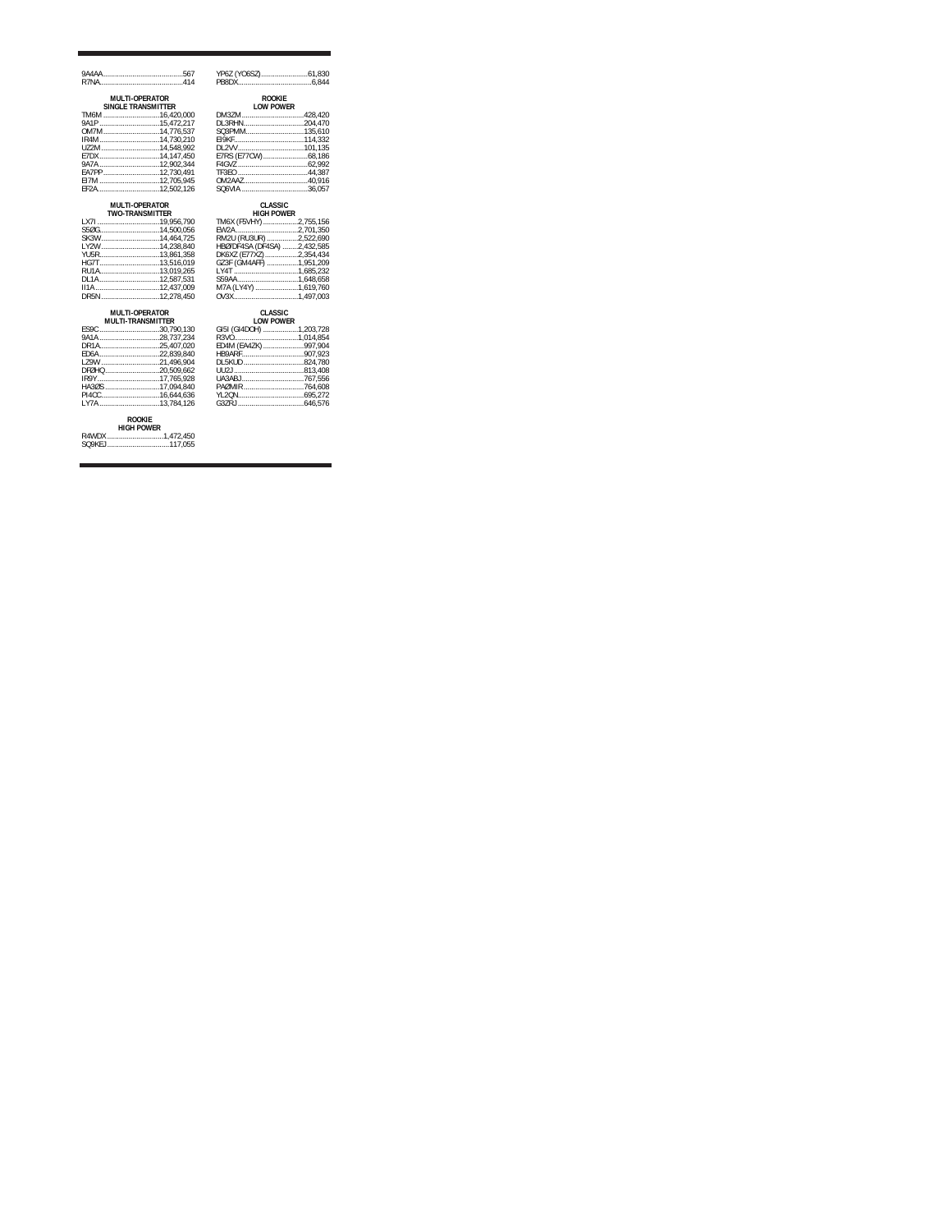9A4AA....567
R7NA....414

**MULTI-OPERATOR SINGLE TRANSMITTER**

TM6M....16,420,000
9A1P....15,472,217
OM7M....14,776,537
IR4M....14,730,210
UZ2M....14,548,992
E7DX....14,147,450
9A7A....12,902,344
EA7PP....12,730,491
EI7M....12,705,945
EF2A....12,502,126

**MULTI-OPERATOR TWO-TRANSMITTER**

LX7I....19,956,790
S5ØG....14,500,056
SK3W....14,464,725
LY2W....14,238,840
YU5R....13,861,358
HG7T....13,516,019
RU1A....13,019,265
DL1A....12,587,531
II1A....12,437,009
DR5N....12,278,450

**MULTI-OPERATOR MULTI-TRANSMITTER**

ES9C....30,790,130
9A1A....28,737,234
DR1A....25,407,020
ED6A....22,839,840
LZ9W....21,496,904
DRØHQ....20,509,662
IR9Y....17,765,928
HA3ØS....17,094,840
PI4CC....16,644,636
LY7A....13,784,126

**ROOKIE HIGH POWER**

R4WDX....1,472,450
SQ9KEJ....117,055

YP6Z (YO6SZ)....61,830
PB8DX....6,844

**ROOKIE LOW POWER**

DM3ZM....428,420
DL3RHN....204,470
SQ3PMM....135,610
EI9KF....114,332
DL2VV....101,135
E7RS (E77CW)....68,186
F4GVZ....62,992
TF3EO....44,387
OM2AAZ....40,916
SQ6VIA....36,057

**CLASSIC HIGH POWER**

TM6X (F5VHY)....2,755,156
EW2A....2,701,350
RM2U (RU3UR)....2,522,690
HBØ/DF4SA (DF4SA)....2,432,585
DK6XZ (E77XZ)....2,354,434
GZ3F (GM4AFF)....1,951,209
LY4T....1,685,232
S59AA....1,648,658
M7A (LY4Y)....1,619,760
OV3X....1,497,003

**CLASSIC LOW POWER**

GI5I (GI4DOH)....1,203,728
R3VO....1,014,854
ED4M (EA4ZK)....997,904
HB9ARF....907,923
DL5KUD....824,780
UU2J....813,408
UA3ABJ....767,556
PAØMIR....764,608
YL2QN....695,272
G3ZRJ....646,576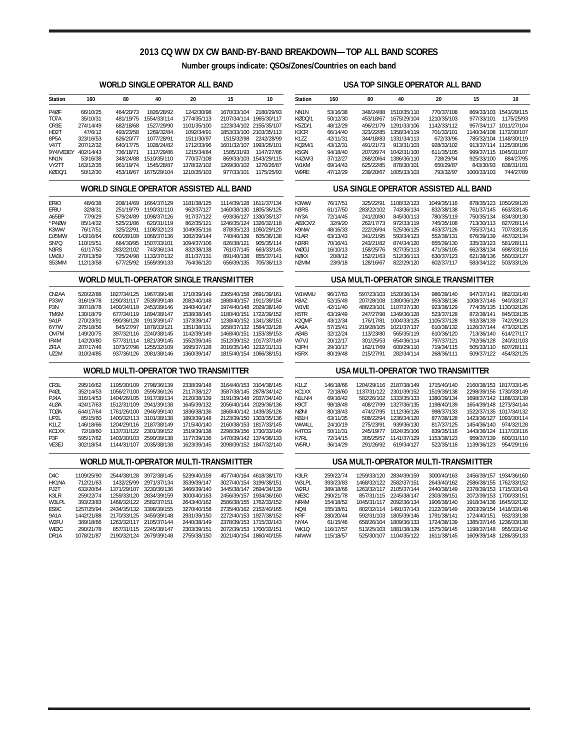# 2013 CQ WW DX CW BAND-BY-BAND BREAKDOWN—TOP ALL BAND SCORES

**Number groups indicate: QSOs/Zones/Countries on each band**

## WORLD SINGLE OPERATOR ALL BAND

| Station | 160 | 80 | 40 | 20 | 15 | 10 |
|---|---|---|---|---|---|---|
| P4ØF | 66/10/25 | 464/20/73 | 1826/28/92 | 1242/30/98 | 1670/33/104 | 2180/29/93 |
| TO7A | 35/10/31 | 481/19/75 | 1554/33/114 | 1774/35/113 | 2107/34/114 | 1965/30/117 |
| CR3E | 274/14/49 | 682/18/68 | 1527/29/90 | 1101/35/100 | 1223/34/102 | 2155/35/107 |
| HD2T | 47/6/12 | 493/23/58 | 1269/32/84 | 1092/34/91 | 1853/33/100 | 2103/35/113 |
| 8P5A | 323/16/53 | 626/20/77 | 1077/28/91 | 1511/30/97 | 1515/32/98 | 2242/28/99 |
| V47T | 207/12/32 | 640/17/75 | 1028/24/82 | 1712/33/96 | 1601/32/107 | 1993/26/101 |
| 9Y4/VE3EY | 402/14/43 | 736/18/71 | 1117/29/86 | 1215/34/84 | 1585/31/93 | 1147/27/86 |
| NN1N | 53/16/38 | 348/24/88 | 1510/35/110 | 770/37/108 | 869/33/103 | 1543/29/115 |
| VY2TT | 163/12/35 | 961/19/74 | 1545/28/87 | 1378/32/102 | 1269/30/102 | 1276/26/87 |
| KØDQ/1 | 50/12/30 | 453/18/67 | 1675/29/104 | 1210/35/103 | 977/33/101 | 1175/25/93 |

## USA TOP SINGLE OPERATOR ALL BAND

| Station | 160 | 80 | 40 | 20 | 15 | 10 |
|---|---|---|---|---|---|---|
| NN1N | 53/16/38 | 348/24/88 | 1510/35/110 | 770/37/108 | 869/33/103 | 1543/29/115 |
| KØDQ/1 | 50/12/30 | 453/18/67 | 1675/29/104 | 1210/35/103 | 977/33/101 | 1175/25/93 |
| K5ZD/1 | 48/12/29 | 496/21/79 | 1291/33/106 | 1142/33/112 | 957/34/117 | 1011/27/104 |
| K3CR | 66/14/40 | 323/22/85 | 1358/34/119 | 701/33/101 | 1140/34/108 | 1172/30/107 |
| K1ZZ | 42/11/31 | 344/18/83 | 1331/34/113 | 672/33/96 | 785/32/104 | 1148/30/119 |
| KQ2M/1 | 43/12/31 | 491/21/73 | 913/31/103 | 928/33/102 | 913/37/114 | 1125/30/106 |
| K5GN | 94/18/40 | 207/26/74 | 1042/31/100 | 611/35/105 | 999/37/115 | 1045/31/107 |
| K4ZW/3 | 37/12/27 | 268/20/64 | 1386/36/110 | 728/29/94 | 925/33/100 | 884/27/95 |
| W1KM | 69/14/43 | 625/22/85 | 878/30/101 | 650/29/87 | 843/30/93 | 838/31/101 |
| W9RE | 47/12/29 | 239/20/67 | 1005/33/103 | 793/32/97 | 1000/33/103 | 744/27/89 |

## WORLD SINGLE OPERATOR ASSISTED ALL BAND

| Station | 160 | 80 | 40 | 20 | 15 | 10 |
|---|---|---|---|---|---|---|
| EF9O | 48/6/38 | 208/14/69 | 1664/37/129 | 1181/38/125 | 1114/39/128 | 1611/37/134 |
| EF8U | 32/8/31 | 251/19/79 | 1190/31/110 | 962/37/127 | 1460/38/130 | 1805/36/125 |
| A65BP | 77/9/29 | 579/24/89 | 1098/37/126 | 917/37/122 | 693/36/127 | 1330/35/137 |
| *P4ØW | 85/14/32 | 525/21/86 | 620/31/119 | 862/35/121 | 1246/35/124 | 1326/32/118 |
| K3WW | 76/17/51 | 325/22/91 | 1108/32/123 | 1049/35/116 | 878/35/123 | 1050/29/120 |
| DJ5MW | 143/16/64 | 600/28/109 | 1068/37/136 | 1082/39/144 | 740/40/139 | 605/36/138 |
| SN7Q | 110/15/51 | 684/30/95 | 1507/33/101 | 1094/37/106 | 826/38/121 | 905/35/114 |
| N3RS | 61/17/50 | 283/22/102 | 743/36/134 | 832/38/138 | 761/37/145 | 663/33/145 |
| UW3U | 270/13/59 | 725/24/98 | 1133/37/132 | 811/37/131 | 891/40/138 | 855/37/141 |
| S53MM | 112/13/58 | 677/25/92 | 1569/39/133 | 764/36/120 | 656/39/135 | 705/36/113 |

## USA SINGLE OPERATOR ASSISTED ALL BAND

| Station | 160 | 80 | 40 | 20 | 15 | 10 |
|---|---|---|---|---|---|---|
| K3WW | 76/17/51 | 325/22/91 | 1108/32/123 | 1049/35/116 | 878/35/123 | 1050/29/120 |
| N3RS | 61/17/50 | 283/22/102 | 743/36/134 | 832/38/138 | 761/37/145 | 663/33/145 |
| NY3A | 72/14/45 | 241/20/80 | 845/30/113 | 780/35/119 | 750/35/134 | 834/30/130 |
| AB3CX/2 | 32/9/20 | 262/17/73 | 972/33/119 | 745/35/108 | 713/30/113 | 827/28/114 |
| K9NW | 48/16/33 | 222/26/94 | 525/36/125 | 453/37/126 | 755/37/141 | 707/33/135 |
| K1AR | 63/13/43 | 341/21/95 | 593/34/123 | 552/38/131 | 676/39/139 | 467/32/134 |
| N3RR | 70/16/41 | 243/21/82 | 874/34/120 | 655/39/130 | 335/33/123 | 581/28/111 |
| WØGJ | 16/10/13 | 158/25/76 | 927/35/113 | 471/36/105 | 662/38/134 | 698/33/116 |
| KØKX | 20/8/12 | 152/21/63 | 512/36/113 | 630/37/123 | 621/38/136 | 560/33/127 |
| N2MM | 23/9/18 | 128/16/67 | 822/29/120 | 602/37/117 | 583/34/122 | 503/33/126 |

## WORLD MULTI-OPERATOR SINGLE TRANSMITTER

| Station | 160 | 80 | 40 | 20 | 15 | 10 |
|---|---|---|---|---|---|---|
| CN2AA | 520/22/88 | 1827/34/125 | 1967/39/148 | 1710/39/149 | 2365/40/158 | 2691/39/161 |
| P33W | 316/19/78 | 1290/31/117 | 2539/39/148 | 2082/40/148 | 1888/40/157 | 1911/39/154 |
| P3N | 397/18/78 | 1400/34/119 | 2453/39/146 | 1940/40/147 | 1974/40/148 | 2029/38/149 |
| TM6M | 130/18/79 | 677/34/119 | 1894/38/147 | 1538/38/145 | 1180/40/151 | 1722/39/152 |
| 9A1P | 270/23/91 | 990/36/128 | 1913/39/147 | 1373/39/147 | 1238/40/152 | 1341/38/151 |
| 6Y7W | 275/18/56 | 845/27/97 | 1878/33/121 | 1351/38/131 | 1658/37/132 | 1584/33/128 |
| OM7M | 149/20/75 | 397/32/116 | 2240/38/145 | 1142/39/149 | 1468/40/151 | 1153/39/153 |
| IR4M | 142/20/80 | 577/31/114 | 1821/39/145 | 1552/39/145 | 1512/39/152 | 1017/37/149 |
| ZF1A | 207/17/46 | 1073/27/96 | 1255/32/109 | 1695/37/128 | 2016/35/140 | 1232/31/131 |
| UZ2M | 310/24/85 | 937/36/126 | 2081/38/146 | 1360/39/147 | 1815/40/154 | 1066/38/151 |

## USA MULTI-OPERATOR SINGLE TRANSMITTER

| Station | 160 | 80 | 40 | 20 | 15 | 10 |
|---|---|---|---|---|---|---|
| W1WMU | 96/17/63 | 597/23/103 | 1520/36/134 | 986/39/140 | 947/37/141 | 862/33/140 |
| K8AZ | 52/15/49 | 207/28/108 | 1380/36/129 | 953/38/136 | 1008/37/146 | 940/33/137 |
| W1VE | 42/11/40 | 486/23/101 | 1107/37/130 | 923/38/129 | 774/35/135 | 1130/32/126 |
| K5TR | 63/19/49 | 247/27/98 | 1349/36/128 | 523/37/128 | 872/38/141 | 845/33/135 |
| K2QMF | 43/12/34 | 176/17/81 | 1004/33/125 | 1105/37/128 | 932/38/139 | 742/29/123 |
| AA9A | 57/15/41 | 219/28/105 | 1021/37/137 | 610/38/132 | 1126/37/144 | 473/32/135 |
| AB4B | 32/12/24 | 113/23/80 | 565/35/119 | 610/36/120 | 713/36/140 | 614/27/117 |
| W7VJ | 20/12/17 | 301/25/53 | 654/36/114 | 797/37/121 | 792/36/128 | 240/31/103 |
| K3PH | 29/10/17 | 162/17/69 | 600/29/110 | 719/34/115 | 505/33/110 | 607/28/111 |
| K5RX | 80/19/48 | 215/27/91 | 282/34/114 | 268/36/111 | 509/37/122 | 454/32/125 |

## WORLD MULTI-OPERATOR TWO TRANSMITTER

| Station | 160 | 80 | 40 | 20 | 15 | 10 |
|---|---|---|---|---|---|---|
| CR3L | 295/16/62 | 1195/30/109 | 2798/36/139 | 2338/39/148 | 3164/40/153 | 3104/38/145 |
| P4ØL | 352/14/53 | 1056/27/100 | 2595/36/126 | 2117/38/127 | 3587/38/145 | 2878/34/142 |
| PJ4A | 316/14/53 | 1404/26/105 | 1917/38/134 | 2120/38/139 | 3191/39/148 | 2037/34/140 |
| 4LØA | 424/17/63 | 1512/31/109 | 2941/39/138 | 1645/39/132 | 2056/40/144 | 2029/36/136 |
| TOØA | 644/17/64 | 1761/26/100 | 2946/39/140 | 1836/38/136 | 1868/40/142 | 1439/35/126 |
| UP2L | 85/15/60 | 1400/32/113 | 3101/38/138 | 1893/39/148 | 2123/39/150 | 1303/35/136 |
| K1LZ | 146/18/66 | 1204/29/116 | 2187/38/149 | 1715/40/140 | 2160/38/153 | 1817/33/145 |
| KC1XX | 72/18/60 | 1137/31/122 | 2301/39/152 | 1519/39/138 | 2298/39/156 | 1730/33/149 |
| P3F | 595/17/62 | 1403/30/103 | 2590/39/138 | 1177/39/136 | 1470/39/142 | 1374/36/133 |
| VE3EJ | 302/18/54 | 1144/31/107 | 2035/38/138 | 1623/39/145 | 2098/39/152 | 1847/32/140 |

## USA MULTI-OPERATOR TWO TRANSMITTER

| Station | 160 | 80 | 40 | 20 | 15 | 10 |
|---|---|---|---|---|---|---|
| K1LZ | 146/18/66 | 1204/29/116 | 2187/38/149 | 1715/40/140 | 2160/38/153 | 1817/33/145 |
| KC1XX | 72/18/60 | 1137/31/122 | 2301/39/152 | 1519/39/138 | 2298/39/156 | 1730/33/149 |
| N1LN4 | 69/16/42 | 582/26/102 | 1333/35/133 | 1380/39/134 | 1698/37/142 | 1188/33/139 |
| K9CT | 98/18/49 | 408/27/99 | 1327/36/135 | 1198/40/139 | 1654/39/148 | 1273/34/144 |
| NØNI | 80/18/43 | 474/27/95 | 1112/36/126 | 998/37/133 | 1522/37/135 | 1017/34/132 |
| KB1H | 63/11/35 | 508/22/94 | 1236/34/120 | 877/38/128 | 1423/36/127 | 1093/30/114 |
| WW4LL | 24/10/19 | 275/23/91 | 939/36/130 | 817/37/125 | 1454/36/140 | 974/32/128 |
| K4TCG | 50/11/31 | 245/19/77 | 1024/35/106 | 839/35/116 | 1443/36/124 | 1117/33/116 |
| K7RL | 72/14/15 | 305/25/57 | 1141/37/129 | 1153/38/123 | 959/37/139 | 600/31/110 |
| W5RU | 36/14/29 | 291/26/92 | 619/34/127 | 522/35/116 | 1139/36/123 | 954/29/116 |

## WORLD MULTI-OPERATOR MULTI-TRANSMITTER

| Station | 160 | 80 | 40 | 20 | 15 | 10 |
|---|---|---|---|---|---|---|
| D4C | 1109/25/90 | 2544/38/128 | 3972/38/145 | 5239/40/159 | 4577/40/164 | 4618/38/170 |
| HK1NA | 712/21/63 | 1432/25/99 | 2971/37/134 | 3539/39/147 | 3027/40/154 | 3199/38/151 |
| PJ2T | 633/20/64 | 1371/29/107 | 3230/36/136 | 3466/39/140 | 3445/38/147 | 2694/34/139 |
| K3LR | 259/22/74 | 1259/33/120 | 2834/39/159 | 3000/40/163 | 2456/39/157 | 1934/36/160 |
| W3LPL | 393/23/83 | 1468/32/122 | 2582/37/151 | 2643/40/162 | 2586/38/155 | 1762/33/152 |
| ES9C | 1257/25/94 | 2434/35/132 | 3398/39/155 | 3270/40/158 | 2735/40/162 | 2152/40/165 |
| 9A1A | 1442/21/88 | 2170/33/125 | 3459/39/148 | 2931/39/150 | 2272/40/153 | 1927/38/152 |
| W2FU | 389/18/66 | 1263/32/117 | 2105/37/144 | 2440/38/149 | 2378/39/153 | 1715/33/143 |
| WE3C | 290/21/78 | 857/31/115 | 2245/38/147 | 2303/39/151 | 2072/39/153 | 1700/33/151 |
| DR1A | 1078/21/87 | 2190/32/124 | 2679/39/148 | 2755/38/150 | 2021/40/154 | 1860/40/155 |

## USA MULTI-OPERATOR MULTI-TRANSMITTER

| Station | 160 | 80 | 40 | 20 | 15 | 10 |
|---|---|---|---|---|---|---|
| K3LR | 259/22/74 | 1259/33/120 | 2834/39/159 | 3000/40/163 | 2456/39/157 | 1934/36/160 |
| W3LPL | 393/23/83 | 1468/32/122 | 2582/37/151 | 2643/40/162 | 2586/38/155 | 1762/33/152 |
| W2FU | 389/18/66 | 1263/32/117 | 2105/37/144 | 2440/38/149 | 2378/39/153 | 1715/33/143 |
| WE3C | 290/21/78 | 857/31/115 | 2245/38/147 | 2303/39/151 | 2072/39/153 | 1700/33/151 |
| NR4M | 154/18/52 | 1045/31/117 | 2092/36/134 | 1906/38/140 | 1918/34/136 | 1645/32/132 |
| NQ4I | 155/18/61 | 802/32/114 | 1491/37/143 | 2122/39/149 | 2003/39/154 | 1418/33/148 |
| KRF | 280/20/44 | 592/31/103 | 1805/39/146 | 1791/38/141 | 1724/40/151 | 932/33/138 |
| NY4A | 61/15/46 | 658/26/104 | 1809/36/133 | 1724/38/139 | 1385/37/146 | 1236/33/138 |
| WK1Q | 116/17/57 | 513/25/103 | 1881/38/139 | 1575/39/145 | 1198/37/148 | 955/33/142 |
| N4WW | 115/18/57 | 525/30/107 | 1104/35/122 | 1611/38/145 | 1609/39/148 | 1286/35/133 |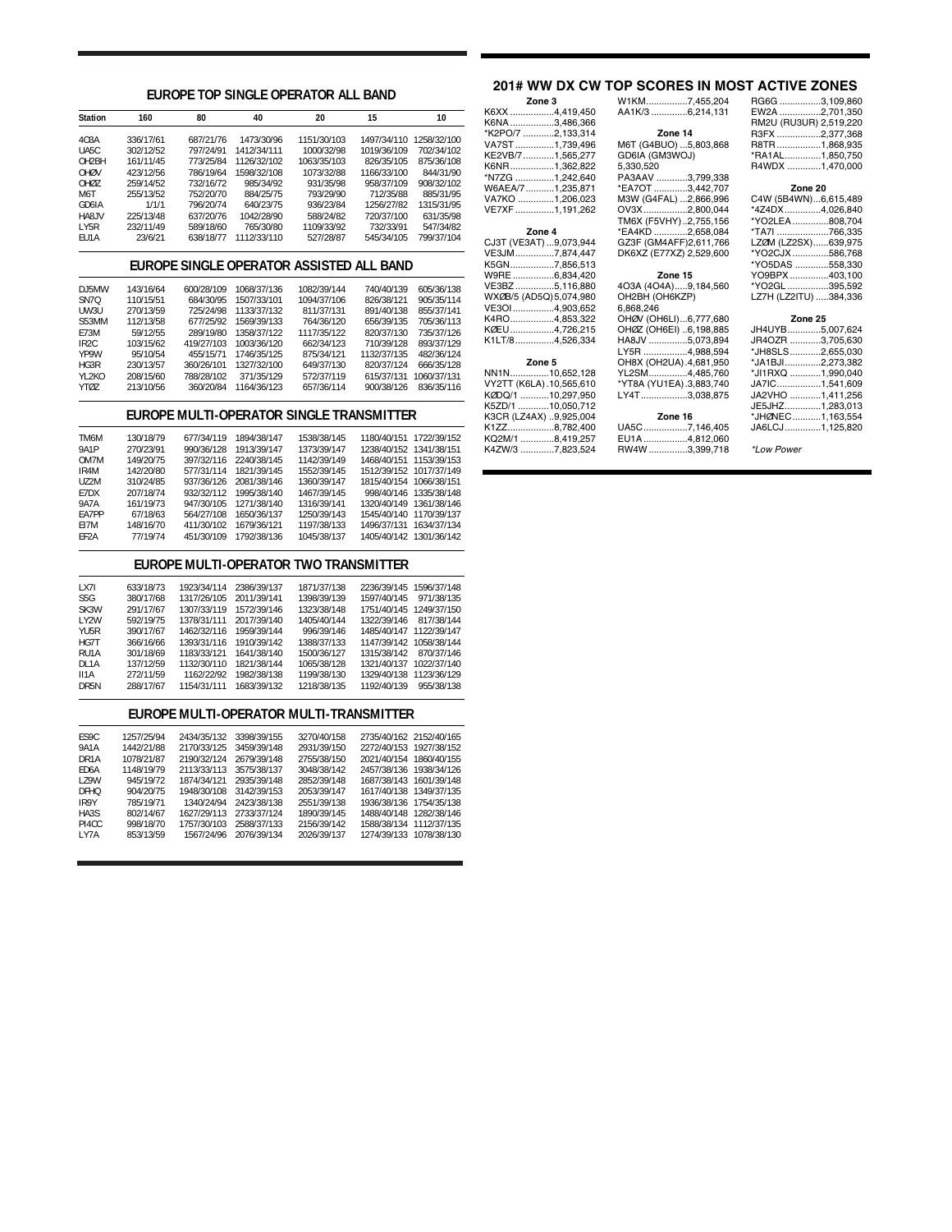## EUROPE TOP SINGLE OPERATOR ALL BAND

| Station | 160 | 80 | 40 | 20 | 15 | 10 |
|---|---|---|---|---|---|---|
| 4O3A | 336/17/61 | 687/21/76 | 1473/30/96 | 1151/30/103 | 1497/34/110 | 1258/32/100 |
| UA5C | 302/12/52 | 797/24/91 | 1412/34/111 | 1000/32/98 | 1019/36/109 | 702/34/102 |
| OH2BH | 161/11/45 | 773/25/84 | 1126/32/102 | 1063/35/103 | 826/35/105 | 875/36/108 |
| OHØV | 423/12/56 | 786/19/64 | 1598/32/108 | 1073/32/88 | 1166/33/100 | 844/31/90 |
| OHØZ | 259/14/52 | 732/16/72 | 985/34/92 | 931/35/98 | 958/37/109 | 908/32/102 |
| M6T | 255/13/52 | 752/20/70 | 884/25/75 | 793/29/90 | 712/35/88 | 885/31/95 |
| GD6IA | 1/1/1 | 796/20/74 | 640/23/75 | 936/23/84 | 1256/27/82 | 1315/31/95 |
| HA8JV | 225/13/48 | 637/20/76 | 1042/28/90 | 588/24/82 | 720/37/100 | 631/35/98 |
| LY5R | 232/11/49 | 589/18/60 | 765/30/80 | 1109/33/92 | 732/33/91 | 547/34/82 |
| EU1A | 23/6/21 | 638/18/77 | 1112/33/110 | 527/28/87 | 545/34/105 | 799/37/104 |

## EUROPE SINGLE OPERATOR ASSISTED ALL BAND

| Station | 160 | 80 | 40 | 20 | 15 | 10 |
|---|---|---|---|---|---|---|
| DJ5MW | 143/16/64 | 600/28/109 | 1068/37/136 | 1082/39/144 | 740/40/139 | 605/36/138 |
| SN7Q | 110/15/51 | 684/30/95 | 1507/33/101 | 1094/37/106 | 826/38/121 | 905/35/114 |
| UW3U | 270/13/59 | 725/24/98 | 1133/37/132 | 811/37/131 | 891/40/138 | 855/37/141 |
| S53MM | 112/13/58 | 677/25/92 | 1569/39/133 | 764/36/120 | 656/39/135 | 705/36/113 |
| E73M | 59/12/55 | 289/19/80 | 1358/37/122 | 1117/35/122 | 820/37/130 | 735/37/126 |
| IR2C | 103/15/62 | 419/27/103 | 1003/36/120 | 662/34/123 | 710/39/128 | 893/37/129 |
| YP9W | 95/10/54 | 455/15/71 | 1746/35/125 | 875/34/121 | 1132/37/135 | 482/36/124 |
| HG3R | 230/13/57 | 360/26/101 | 1327/32/100 | 649/37/130 | 820/37/124 | 666/35/128 |
| YL2KO | 208/15/60 | 788/28/102 | 371/35/129 | 572/37/119 | 615/37/131 | 1060/37/131 |
| YTØZ | 213/10/56 | 360/20/84 | 1164/36/123 | 657/36/114 | 900/38/126 | 836/35/116 |

## EUROPE MULTI-OPERATOR SINGLE TRANSMITTER

| Station | 160 | 80 | 40 | 20 | 15 | 10 |
|---|---|---|---|---|---|---|
| TM6M | 130/18/79 | 677/34/119 | 1894/38/147 | 1538/38/145 | 1180/40/151 | 1722/39/152 |
| 9A1P | 270/23/91 | 990/36/128 | 1913/39/147 | 1373/39/147 | 1238/40/152 | 1341/38/151 |
| OM7M | 149/20/75 | 397/32/116 | 2240/38/145 | 1142/39/149 | 1468/40/151 | 1153/39/153 |
| IR4M | 142/20/80 | 577/31/114 | 1821/39/145 | 1552/39/145 | 1512/39/152 | 1017/37/149 |
| UZ2M | 310/24/85 | 937/36/126 | 2081/38/146 | 1360/39/147 | 1815/40/154 | 1066/38/151 |
| E7DX | 207/18/74 | 932/32/112 | 1995/38/140 | 1467/39/145 | 998/40/146 | 1335/38/148 |
| 9A7A | 161/19/73 | 947/30/105 | 1271/38/140 | 1316/39/141 | 1320/40/149 | 1361/38/146 |
| EA7PP | 67/18/63 | 564/27/108 | 1650/36/137 | 1250/39/143 | 1545/40/140 | 1170/39/137 |
| EI7M | 148/16/70 | 411/30/102 | 1679/36/121 | 1197/38/133 | 1496/37/131 | 1634/37/134 |
| EF2A | 77/19/74 | 451/30/109 | 1792/38/136 | 1045/38/137 | 1405/40/142 | 1301/36/142 |

## EUROPE MULTI-OPERATOR TWO TRANSMITTER

| Station | 160 | 80 | 40 | 20 | 15 | 10 |
|---|---|---|---|---|---|---|
| LX7I | 633/18/73 | 1923/34/114 | 2386/39/137 | 1871/37/138 | 2236/39/145 | 1596/37/148 |
| S5G | 380/17/68 | 1317/26/105 | 2011/39/141 | 1398/39/139 | 1597/40/145 | 971/38/135 |
| SK3W | 291/17/67 | 1307/33/119 | 1572/39/146 | 1323/38/148 | 1751/40/145 | 1249/37/150 |
| LY2W | 592/19/75 | 1378/31/111 | 2017/39/140 | 1405/40/144 | 1322/39/146 | 817/38/144 |
| YU5R | 390/17/67 | 1462/32/116 | 1959/39/144 | 996/39/146 | 1485/40/147 | 1122/39/147 |
| HG7T | 366/16/66 | 1393/31/116 | 1910/39/142 | 1388/37/133 | 1147/39/142 | 1058/38/144 |
| RU1A | 301/18/69 | 1183/33/121 | 1641/38/140 | 1500/36/127 | 1315/38/142 | 870/37/146 |
| DL1A | 137/12/59 | 1132/30/110 | 1821/38/144 | 1065/38/128 | 1321/40/137 | 1022/37/140 |
| II1A | 272/11/59 | 1162/22/92 | 1982/38/138 | 1199/38/130 | 1329/40/138 | 1123/36/129 |
| DR5N | 288/17/67 | 1154/31/111 | 1683/39/132 | 1218/38/135 | 1192/40/139 | 955/38/138 |

## EUROPE MULTI-OPERATOR MULTI-TRANSMITTER

| Station | 160 | 80 | 40 | 20 | 15 | 10 |
|---|---|---|---|---|---|---|
| ES9C | 1257/25/94 | 2434/35/132 | 3398/39/155 | 3270/40/158 | 2735/40/162 | 2152/40/165 |
| 9A1A | 1442/21/88 | 2170/33/125 | 3459/39/148 | 2931/39/150 | 2272/40/153 | 1927/38/152 |
| DR1A | 1078/21/87 | 2190/32/124 | 2679/39/148 | 2755/38/150 | 2021/40/154 | 1860/40/155 |
| ED6A | 1148/19/79 | 2113/33/113 | 3575/38/137 | 3048/38/142 | 2457/38/136 | 1938/34/126 |
| LZ9W | 945/19/72 | 1874/34/121 | 2935/39/148 | 2852/39/148 | 1687/38/143 | 1601/39/148 |
| DFHQ | 904/20/75 | 1948/30/108 | 3142/39/153 | 2053/39/147 | 1617/40/138 | 1349/37/135 |
| IR9Y | 785/19/71 | 1340/24/94 | 2423/38/138 | 2551/39/138 | 1936/38/136 | 1754/35/138 |
| HA3S | 802/14/67 | 1627/29/113 | 2733/37/124 | 1890/39/145 | 1488/40/148 | 1282/38/146 |
| PI4CC | 998/18/70 | 1757/30/103 | 2588/37/133 | 2156/39/142 | 1588/38/134 | 1112/37/135 |
| LY7A | 853/13/59 | 1567/24/96 | 2076/39/134 | 2026/39/137 | 1274/39/133 | 1078/38/130 |

## 201# WW DX CW TOP SCORES IN MOST ACTIVE ZONES

**Zone 3**
K6XX .................4,419,450
K6NA .................3,486,366
*K2PO/7 ............2,133,314
VA7ST ...............1,739,496
KE2VB/7............1,565,277
K6NR.................1,362,822
*N7ZG ...............1,242,640
W6AEA/7...........1,235,871
VA7KO ..............1,206,023
VE7XF ...............1,191,262

**Zone 4**
CJ3T (VE3AT) ...9,073,944
VE3JM...............7,874,447
K5GN.................7,856,513
W9RE ................6,834,420
VE3BZ ...............5,116,880
WXØB/5 (AD5Q) 5,074,980
VE3OI ................4,903,652
K4RO.................4,853,322
KØEU .................4,726,215
K1LT/8...............4,526,334

**Zone 5**
NN1N...............10,652,128
VY2TT (K6LA) .10,565,610
KØDQ/1 ...........10,297,950
K5ZD/1 ............10,050,712
K3CR (LZ4AX) ..9,925,004
K1ZZ..................8,782,400
KQ2M/1 .............8,419,257
K4ZW/3 .............7,823,524
W1KM................7,455,204
AA1K/3 ..............6,214,131

**Zone 14**
M6T (G4BUO) ...5,803,868
GD6IA (GM3WOJ) 5,330,520
PA3AAV ............3,799,338
*EA7OT .............3,442,707
M3W (G4FAL) ...2,866,996
OV3X.................2,800,044
TM6X (F5VHY) ..2,755,156
*EA4KD .............2,658,084
GZ3F (GM4AFF)2,611,766
DK6XZ (E77XZ) 2,529,600

**Zone 15**
4O3A (4O4A).....9,184,560
OH2BH (OH6KZP) 6,868,246
OHØV (OH6LI)...6,777,680
OHØZ (OH6EI) ..6,198,885
HA8JV ...............5,073,894
LY5R .................4,988,594
OH8X (OH2UA) .4,681,950
YL2SM...............4,485,760
*YT8A (YU1EA) .3,883,740
LY4T..................3,038,875

**Zone 16**
UA5C .................7,146,405
EU1A .................4,812,060
RW4W ...............3,399,718
RG6G ................3,109,860
EW2A ................2,701,350
RM2U (RU3UR) 2,519,220
R3FX .................2,377,368
R8TR .................1,868,935
*RA1AL..............1,850,750
R4WDX .............1,470,000

**Zone 20**
C4W (5B4WN)...6,615,489
*4Z4DX..............4,026,840
*YO2LEA .............808,704
*TA7I ....................766,335
LZØM (LZ2SX)......639,975
*YO2CJX ..............586,768
*YO5DAS .............558,330
YO9BPX ...............403,100
*YO2GL ................395,592
LZ7H (LZ2ITU) .....384,336

**Zone 25**
JH4UYB.............5,007,624
JR4OZR ............3,705,630
*JH8SLS............2,655,030
*JA1BJI..............2,273,382
*JI1RXQ ............1,990,040
JA7IC.................1,541,609
JA2VHO ............1,411,256
JE5JHZ..............1,283,013
*JHØNEC...........1,163,554
JA6LCJ..............1,125,820

*Low Power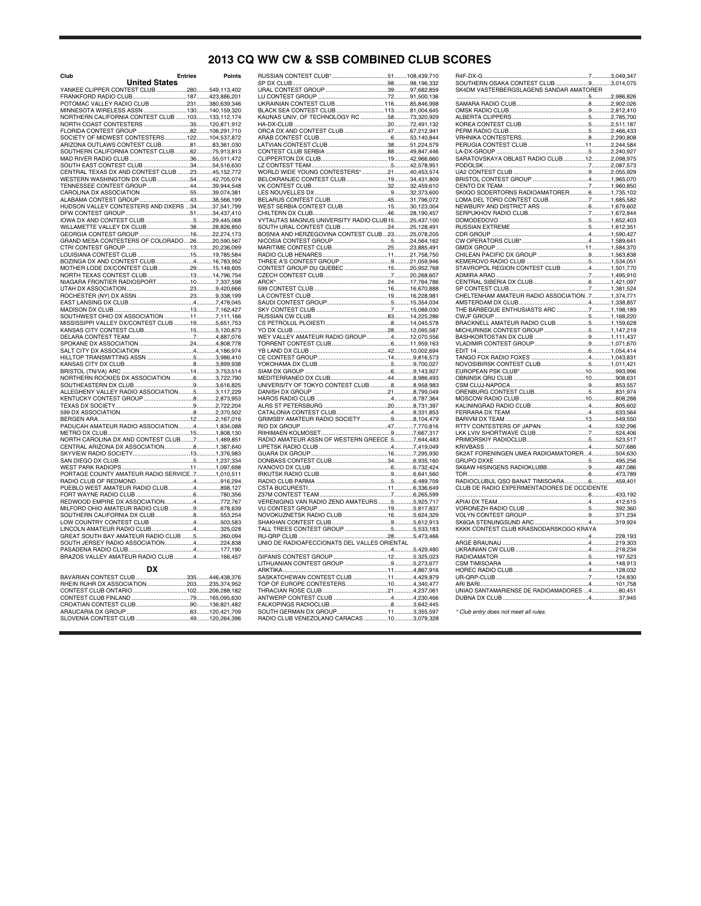# 2013 CQ WW CW & SSB COMBINED CLUB SCORES

| Club | Entries | Points |
|---|---|---|
| **United States** | | |
| YANKEE CLIPPER CONTEST CLUB | 280 | 549,113,402 |
| FRANKFORD RADIO CLUB | 187 | 423,886,201 |
| POTOMAC VALLEY RADIO CLUB | 231 | 380,639,346 |
| MINNESOTA WIRELESS ASSN | 130 | 140,159,320 |
| NORTHERN CALIFORNIA CONTEST CLUB | 103 | 133,112,174 |
| NORTH COAST CONTESTERS | 35 | 120,871,912 |
| FLORIDA CONTEST GROUP | 82 | 106,291,710 |
| SOCIETY OF MIDWEST CONTESTERS | 122 | 104,537,872 |
| ARIZONA OUTLAWS CONTEST CLUB | 81 | 83,361,030 |
| SOUTHERN CALIFORNIA CONTEST CLUB | 62 | 75,913,813 |
| MAD RIVER RADIO CLUB | 36 | 55,011,472 |
| SOUTH EAST CONTEST CLUB | 34 | 54,516,630 |
| CENTRAL TEXAS DX AND CONTEST CLUB | 23 | 45,152,772 |
| WESTERN WASHINGTON DX CLUB | 54 | 42,705,074 |
| TENNESSEE CONTEST GROUP | 44 | 39,944,548 |
| CAROLINA DX ASSOCIATION | 55 | 39,074,381 |
| ALABAMA CONTEST GROUP | 43 | 38,566,199 |
| HUDSON VALLEY CONTESTERS AND DXERS | 34 | 37,541,799 |
| DFW CONTEST GROUP | 51 | 34,437,410 |
| IOWA DX AND CONTEST CLUB | 5 | 29,445,068 |
| WILLAMETTE VALLEY DX CLUB | 38 | 28,826,850 |
| GEORGIA CONTEST GROUP | 16 | 22,274,173 |
| GRAND MESA CONTESTERS OF COLORADO | 26 | 20,590,567 |
| CTRI CONTEST GROUP | 13 | 20,236,099 |
| LOUISIANA CONTEST CLUB | 15 | 19,785,584 |
| BOZINGA DX AND CONTEST CLUB | 4 | 16,783,952 |
| MOTHER LODE DX/CONTEST CLUB | 29 | 15,148,605 |
| NORTH TEXAS CONTEST CLUB | 13 | 14,796,754 |
| NIAGARA FRONTIER RADIOSPORT | 10 | 7,337,598 |
| UTAH DX ASSOCIATION | 23 | 9,420,666 |
| ROCHESTER (NY) DX ASSN | 23 | 9,338,199 |
| EAST LANSING DX CLUB | 4 | 7,478,045 |
| MADISON DX CLUB | 13 | 7,162,427 |
| SOUTHWEST OHIO DX ASSOCIATION | 11 | 7,111,166 |
| MISSISSIPPI VALLEY DX/CONTEST CLUB | 19 | 5,651,753 |
| KANSAS CITY CONTEST CLUB | 15 | 5,120,873 |
| DELARA CONTEST TEAM | 7 | 4,887,076 |
| SPOKANE DX ASSOCIATION | 24 | 4,808,778 |
| SALT CITY DX ASSOCIATION | 4 | 4,186,974 |
| HILLTOP TRANSMITTING ASSN | 5 | 3,986,410 |
| KANSAS CITY DX CLUB | 8 | 3,899,938 |
| NORTHERN ROCKIES DX ASSOCIATION | 6 | 3,722,790 |
| SOUTHEASTERN DX CLUB | 9 | 3,616,825 |
| ALLEGHENY VALLEY RADIO ASSOCIATION | 5 | 3,117,229 |
| KENTUCKY CONTEST GROUP | 8 | 2,873,953 |
| BRISTOL (TN/VA) ARC | 14 | 3,753,514 |
| TEXAS DX SOCIETY | 9 | 2,722,204 |
| 599 DX ASSOCIATION | 8 | 2,370,502 |
| BERGEN ARA | 12 | 2,167,016 |
| PADUCAH AMATEUR RADIO ASSOCIATION | 4 | 1,834,088 |
| METRO DX CLUB | 15 | 1,808,130 |
| NORTH CAROLINA DX AND CONTEST CLUB | 7 | 1,469,851 |
| CENTRAL ARIZONA DX ASSOCIATION | 8 | 1,387,640 |
| SKYVIEW RADIO SOCIETY | 13 | 1,376,983 |
| SAN DIEGO DX CLUB | 5 | 1,237,334 |
| WEST PARK RADIOPS | 11 | 1,097,698 |
| PORTAGE COUNTY AMATEUR RADIO SERVICE | 7 | 1,010,511 |
| RADIO CLUB OF REDMOND | 4 | 916,294 |
| PUEBLO WEST AMATEUR RADIO CLUB | 4 | 898,127 |
| FORT WAYNE RADIO CLUB | 6 | 780,356 |
| REDWOOD EMPIRE DX ASSOCIATION | 4 | 772,767 |
| MILFORD OHIO AMATEUR RADIO CLUB | 9 | 678,639 |
| SOUTHERN CALIFORNIA DX CLUB | 8 | 553,254 |
| LOW COUNTRY CONTEST CLUB | 4 | 503,583 |
| LINCOLN AMATEUR RADIO CLUB | 4 | 325,028 |
| GREAT SOUTH BAY AMATEUR RADIO CLUB | 5 | 260,094 |
| SOUTH JERSEY RADIO ASSOCIATION | 4 | 224,838 |
| PASADENA RADIO CLUB | 4 | 177,190 |
| BRAZOS VALLEY AMATEUR RADIO CLUB | 4 | 166,457 |
| **DX** | | |
| BAVARIAN CONTEST CLUB | 335 | 446,438,376 |
| RHEIN RUHR DX ASSOCIATION | 203 | 235,374,952 |
| CONTEST CLUB ONTARIO | 102 | 206,288,182 |
| CONTEST CLUB FINLAND | 79 | 165,095,630 |
| CROATIAN CONTEST CLUB | 90 | 136,821,482 |
| ARAUCARIA DX GROUP | 63 | 120,421,709 |
| SLOVENIA CONTEST CLUB | 49 | 120,264,396 |
| RUSSIAN CONTEST CLUB* | 51 | 108,439,710 |
| SP DX CLUB | 98 | 98,196,332 |
| URAL CONTEST GROUP | 39 | 97,682,859 |
| LU CONTEST GROUP | 72 | 91,500,136 |
| UKRAINIAN CONTEST CLUB | 116 | 85,846,998 |
| BLACK SEA CONTEST CLUB | 113 | 81,004,645 |
| KAUNAS UNIV. OF TECHNOLOGY RC | 58 | 73,320,929 |
| HA-DX-CLUB | 20 | 72,491,132 |
| ORCA DX AND CONTEST CLUB | 47 | 67,212,941 |
| ARAB CONTEST CLUB | 6 | 53,140,844 |
| LATVIAN CONTEST CLUB | 38 | 51,224,579 |
| CONTEST CLUB SERBIA | 88 | 49,847,446 |
| CLIPPERTON DX CLUB | 19 | 42,966,660 |
| LZ CONTEST TEAM | 5 | 42,578,951 |
| WORLD WIDE YOUNG CONTESTERS* | 21 | 40,453,574 |
| BELOKRANJEC CONTEST CLUB | 19 | 34,431,809 |
| VK CONTEST CLUB | 32 | 32,459,610 |
| LES NOUVELLES DX | 9 | 32,373,600 |
| BELARUS CONTEST CLUB | 45 | 31,796,072 |
| WEST SERBIA CONTEST CLUB | 15 | 30,123,004 |
| CHILTERN DX CLUB | 46 | 28,190,457 |
| VYTAUTAS MAGNUS UNIVERSITY RADIO CLUB | 15 | 25,437,100 |
| SOUTH URAL CONTEST CLUB | 24 | 25,128,491 |
| BOSNIA AND HERZEGOVINA CONTEST CLUB | 23 | 25,078,205 |
| NICOSIA CONTEST GROUP | 5 | 24,564,162 |
| MARITIME CONTEST CLUB | 25 | 23,885,491 |
| RADIO CLUB HENARES | 11 | 21,758,750 |
| THREE A'S CONTEST GROUP | 9 | 21,059,946 |
| CONTEST GROUP DU QUEBEC | 15 | 20,952,768 |
| CZECH CONTEST CLUB | 7 | 20,268,607 |
| ARCK* | 24 | 17,764,786 |
| 599 CONTEST CLUB | 16 | 16,670,888 |
| LA CONTEST CLUB | 19 | 16,228,981 |
| SAUDI CONTEST GROUP | 5 | 15,354,034 |
| SKY CONTEST CLUB | 7 | 15,088,030 |
| RUSSIAN CW CLUB | 83 | 14,225,286 |
| CS PETROLUL PLOIESTI | 8 | 14,045,578 |
| YO DX CLUB | 28 | 12,095,587 |
| WEY VALLEY AMATEUR RADIO GROUP | 4 | 12,070,556 |
| TORRENT CONTEST CLUB | 6 | 11,959,163 |
| YB LAND DX CLUB | 42 | 10,002,694 |
| CE CONTEST GROUP | 14 | 9,816,573 |
| YOKOHAMA DX CLUB | 5 | 9,700,027 |
| SIAM DX GROUP | 6 | 9,143,927 |
| MEDITERRANEO DX CLUB | 44 | 8,986,493 |
| UNIVERSITY OF TOKYO CONTEST CLUB | 8 | 8,958,983 |
| DANISH DX GROUP | 21 | 8,799,049 |
| HAROS RADIO CLUB | 4 | 8,787,364 |
| ALRS ST PETERSBURG | 20 | 8,731,397 |
| CATALONIA CONTEST CLUB | 4 | 8,331,853 |
| GRIMSBY AMATEUR RADIO SOCIETY | 9 | 8,104,479 |
| RIO DX GROUP | 47 | 7,770,816 |
| RIIHIMAEN KOLMOSET | 9 | 7,667,317 |
| RADIO AMATEUR ASSN OF WESTERN GREECE | 5 | 7,644,483 |
| LIPETSK RADIO CLUB | 4 | 7,419,049 |
| GUARA DX GROUP | 16 | 7,295,930 |
| DONBASS CONTEST CLUB | 34 | 6,935,160 |
| IVANOVO DX CLUB | 6 | 6,732,424 |
| IRKUTSK RADIO CLUB | 9 | 6,641,560 |
| RADIO CLUB PARMA | 5 | 6,489,709 |
| CSTA BUCURESTI | 11 | 6,336,649 |
| Z37M CONTEST TEAM | 7 | 6,265,599 |
| VERENIGING VAN RADIO ZEND AMATEURS | 5 | 5,925,717 |
| VU CONTEST GROUP | 19 | 5,817,837 |
| NOVOKUZNETSK RADIO CLUB | 16 | 5,624,329 |
| SHAKHAN CONTEST CLUB | 9 | 5,612,913 |
| TALL TREES CONTEST GROUP | 5 | 5,533,183 |
| RU-QRP CLUB | 28 | 5,473,466 |
| UNIO DE RADIOAFECCIONATS DEL VALLES ORIENTAL | 4 | 5,429,480 |
| GIPANIS CONTEST GROUP | 12 | 5,325,023 |
| LITHUANIAN CONTEST GROUP | 9 | 5,273,677 |
| ARKTIKA | 11 | 4,867,916 |
| SASKATCHEWAN CONTEST CLUB | 11 | 4,429,879 |
| TOP OF EUROPE CONTESTERS | 10 | 4,340,477 |
| THRACIAN ROSE CLUB | 21 | 4,237,061 |
| ANTWERP CONTEST CLUB | 4 | 4,230,466 |
| FALKOPINGS RADIOCLUB | 8 | 3,642,445 |
| SOUTH GERMAN DX GROUP | 11 | 3,355,597 |
| RADIO CLUB VENEZOLANO CARACAS | 10 | 3,079,328 |
| R4F-DX-G | 7 | 3,049,347 |
| SOUTHERN OSAKA CONTEST CLUB | 9 | 3,014,075 |
| SK4DM VASTERBERGSLAGENS SANDAR AMATORER | 5 | 2,986,826 |
| SAMARA RADIO CLUB | 8 | 2,902,026 |
| OMSK RADIO CLUB | 9 | 2,812,410 |
| ALBERTA CLIPPERS | 5 | 2,785,700 |
| KOREA CONTEST CLUB | 5 | 2,511,187 |
| PERM RADIO CLUB | 5 | 2,466,433 |
| VRHNIKA CONTESTERS | 8 | 2,290,808 |
| PERUGIA CONTEST CLUB | 11 | 2,244,584 |
| LA-DX-GROUP | 5 | 2,240,927 |
| SARATOVSKAYA OBLAST RADIO CLUB | 12 | 2,098,975 |
| PODOLSK | 7 | 2,087,573 |
| UA2 CONTEST CLUB | 9 | 2,055,929 |
| BRISTOL CONTEST GROUP | 4 | 1,965,070 |
| CENTO DX TEAM | 7 | 1,960,850 |
| SK0QO SODERTORNS RADIOAMATORER | 6 | 1,735,102 |
| LOMA DEL TORO CONTEST CLUB | 7 | 1,685,582 |
| NEWBURY AND DISTRICT ARS | 6 | 1,679,602 |
| SERPUKHOV RADIO CLUB | 7 | 1,672,844 |
| DOMODEDOVO | 5 | 1,652,403 |
| RUSSIAN EXTREME | 5 | 1,612,351 |
| CDR GROUP | 4 | 1,590,427 |
| CW OPERATORS CLUB* | 4 | 1,589,641 |
| GMDX GROUP | 11 | 1,584,370 |
| CHILEAN PACIFIC DX GROUP | 9 | 1,563,838 |
| KEMEROVO RADIO CLUB | 5 | 1,534,051 |
| STAVROPOL REGION CONTEST CLUB | 4 | 1,501,770 |
| ADMIRA ARAD | 7 | 1,495,910 |
| CENTRAL SIBERIA DX CLUB | 6 | 1,421,097 |
| SP CONTEST CLUB | 7 | 1,381,524 |
| CHELTENHAM AMATEUR RADIO ASSOCIATION | 7 | 1,374,771 |
| AMSTERDAM DX CLUB | 4 | 1,338,857 |
| THE BARBEQUE ENTHUSIASTS ARC | 7 | 1,198,189 |
| CWJF GROUP | 5 | 1,168,220 |
| BRACKNELL AMATEUR RADIO CLUB | 5 | 1,159,628 |
| MICHURINSK CONTEST GROUP | 5 | 1,147,219 |
| BASHKORTOSTAN DX CLUB | 5 | 1,111,437 |
| VLADIMIR CONTEST GROUP | 9 | 1,071,670 |
| EDIT 14 | 6 | 1,054,414 |
| TANGO FOX RADIO FOXES | 4 | 1,043,831 |
| NOVOSIBIRSK CONTEST CLUB | 5 | 1,011,421 |
| EUROPEAN PSK CLUB* | 10 | 993,996 |
| OBNINSK QRU CLUB | 10 | 908,631 |
| CSM CLUJ-NAPOCA | 9 | 853,557 |
| ORENBURG CONTEST CLUB | 5 | 831,974 |
| MOSCOW RADIO CLUB | 10 | 808,288 |
| KALININGRAD RADIO CLUB | 4 | 805,602 |
| FERRARA DX TEAM | 4 | 633,564 |
| BARIVM DX TEAM | 13 | 549,550 |
| RTTY CONTESTERS OF JAPAN | 4 | 532,296 |
| LKK LVIV SHORTWAVE CLUB | 7 | 524,406 |
| PRIMORSKIY RADIOCLUB | 5 | 523,517 |
| KRIVBASS | 4 | 507,686 |
| SK2AT FORENINGEN UMEA RADIOAMATORER | 4 | 504,630 |
| GRUPO DXXE | 5 | 495,256 |
| SK6AW HISINGENS RADIOKLUBB | 9 | 487,086 |
| TDR | 6 | 473,789 |
| RADIOCLUBUL QSO BANAT TIMISOARA | 6 | 459,401 |
| CLUB DE RADIO EXPERIMENTADORES DE OCCIDENTE | 6 | 433,192 |
| APIAI DX TEAM | 4 | 412,615 |
| VORONEZH RADIO CLUB | 5 | 392,360 |
| VOLYN CONTEST GROUP | 9 | 371,234 |
| SK6QA STENUNGSUND ARC | 4 | 319,924 |
| KKKK CONTEST CLUB KRASNODARSKOGO KRAYA | 4 | 228,193 |
| ARGE BRAUNAU | 4 | 219,303 |
| UKRAINIAN CW CLUB | 4 | 218,234 |
| RADIOAMATOR | 5 | 197,523 |
| CSM TIMISOARA | 4 | 148,913 |
| HOREC RADIO CLUB | 4 | 128,032 |
| UR-QRP-CLUB | 7 | 124,830 |
| ARI BARI | 4 | 101,758 |
| UNIAO SANTAMARIENSE DE RADIOAMADORES | 4 | 80,451 |
| DUBNA DX CLUB | 4 | 37,945 |

\* Club entry does not meet all rules.